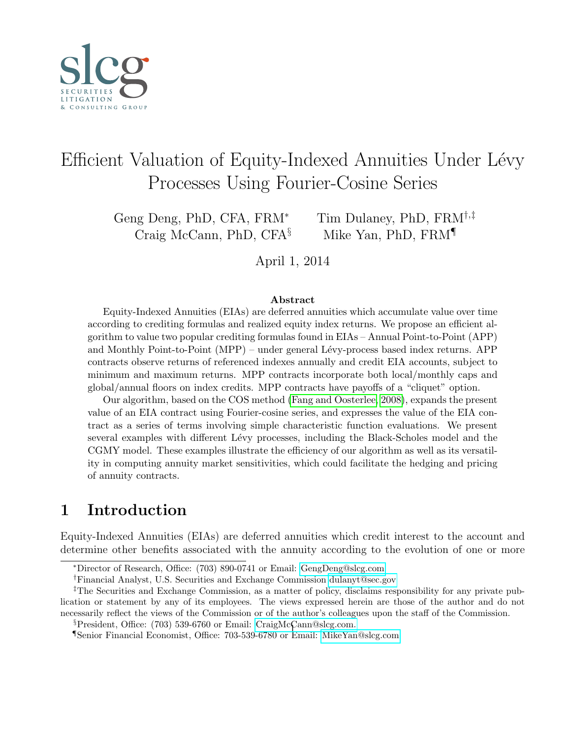SECURITIES LITIGATION & CONSULTING GROUP

# Efficient Valuation of Equity-Indexed Annuities Under Lévy Processes Using Fourier-Cosine Series

Geng Deng, PhD, CFA, FRM[*] Tim Dulaney, PhD, FRM[†,‡]
Craig McCann, PhD, CFA[§] Mike Yan, PhD, FRM[¶]

April 1, 2014

**Abstract**

Equity-Indexed Annuities (EIAs) are deferred annuities which accumulate value over time according to crediting formulas and realized equity index returns. We propose an efficient algorithm to value two popular crediting formulas found in EIAs – Annual Point-to-Point (APP) and Monthly Point-to-Point (MPP) – under general Lévy-process based index returns. APP contracts observe returns of referenced indexes annually and credit EIA accounts, subject to minimum and maximum returns. MPP contracts incorporate both local/monthly caps and global/annual floors on index credits. MPP contracts have payoffs of a "cliquet" option.

Our algorithm, based on the COS method (Fang and Oosterlee, 2008), expands the present value of an EIA contract using Fourier-cosine series, and expresses the value of the EIA contract as a series of terms involving simple characteristic function evaluations. We present several examples with different Lévy processes, including the Black-Scholes model and the CGMY model. These examples illustrate the efficiency of our algorithm as well as its versatility in computing annuity market sensitivities, which could facilitate the hedging and pricing of annuity contracts.

## 1 Introduction

Equity-Indexed Annuities (EIAs) are deferred annuities which credit interest to the account and determine other benefits associated with the annuity according to the evolution of one or more

---

[*] Director of Research, Office: (703) 890-0741 or Email: GengDeng@slcg.com

[†] Financial Analyst, U.S. Securities and Exchange Commission dulanyt@sec.gov

[‡] The Securities and Exchange Commission, as a matter of policy, disclaims responsibility for any private publication or statement by any of its employees. The views expressed herein are those of the author and do not necessarily reflect the views of the Commission or of the author's colleagues upon the staff of the Commission.

[§] President, Office: (703) 539-6760 or Email: CraigMcCann@slcg.com.

[¶] Senior Financial Economist, Office: 703-539-6780 or Email: MikeYan@slcg.com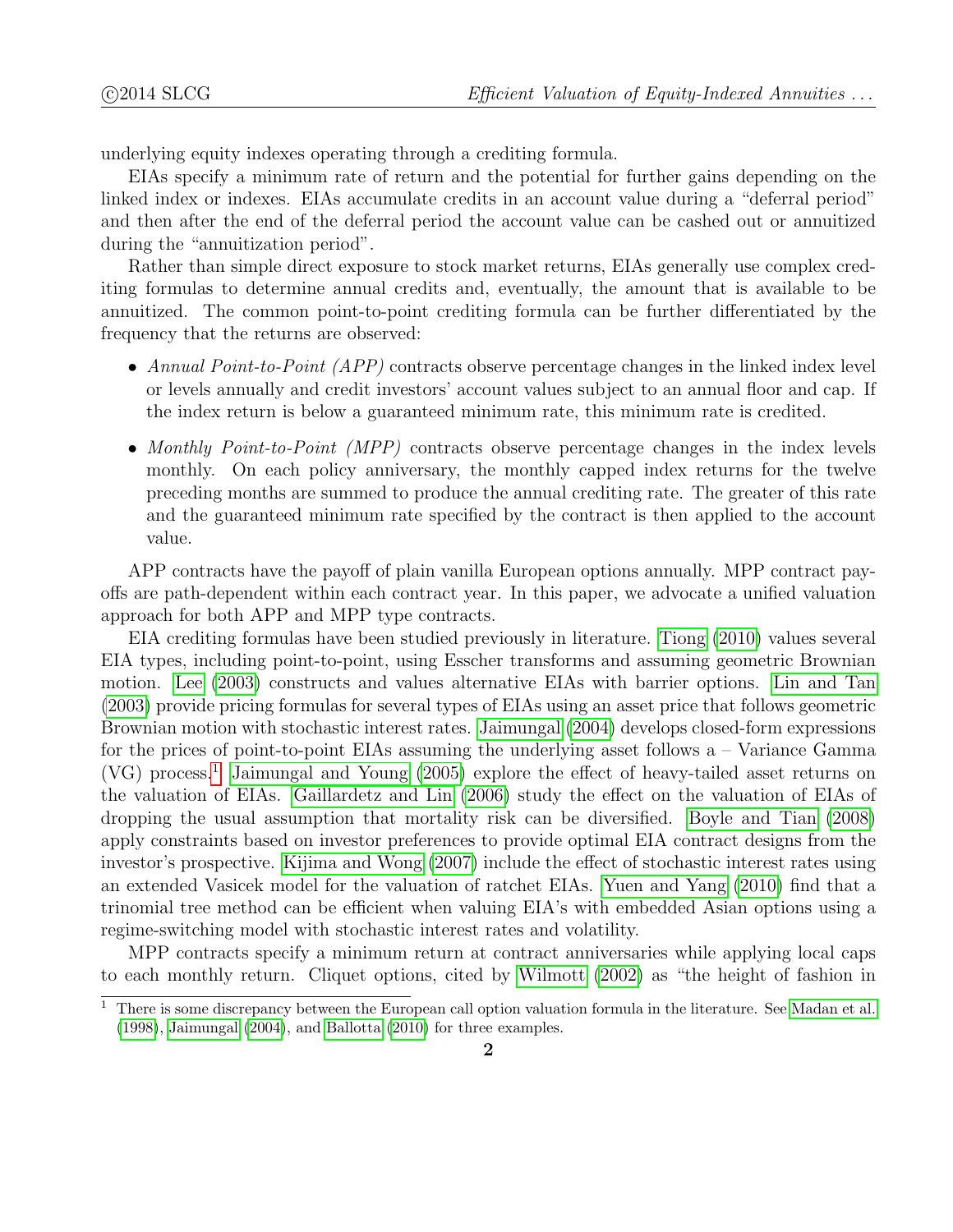underlying equity indexes operating through a crediting formula.

EIAs specify a minimum rate of return and the potential for further gains depending on the linked index or indexes. EIAs accumulate credits in an account value during a "deferral period" and then after the end of the deferral period the account value can be cashed out or annuitized during the "annuitization period".

Rather than simple direct exposure to stock market returns, EIAs generally use complex crediting formulas to determine annual credits and, eventually, the amount that is available to be annuitized. The common point-to-point crediting formula can be further differentiated by the frequency that the returns are observed:

- *Annual Point-to-Point (APP)* contracts observe percentage changes in the linked index level or levels annually and credit investors' account values subject to an annual floor and cap. If the index return is below a guaranteed minimum rate, this minimum rate is credited.
- *Monthly Point-to-Point (MPP)* contracts observe percentage changes in the index levels monthly. On each policy anniversary, the monthly capped index returns for the twelve preceding months are summed to produce the annual crediting rate. The greater of this rate and the guaranteed minimum rate specified by the contract is then applied to the account value.

APP contracts have the payoff of plain vanilla European options annually. MPP contract payoffs are path-dependent within each contract year. In this paper, we advocate a unified valuation approach for both APP and MPP type contracts.

EIA crediting formulas have been studied previously in literature. Tiong (2010) values several EIA types, including point-to-point, using Esscher transforms and assuming geometric Brownian motion. Lee (2003) constructs and values alternative EIAs with barrier options. Lin and Tan (2003) provide pricing formulas for several types of EIAs using an asset price that follows geometric Brownian motion with stochastic interest rates. Jaimungal (2004) develops closed-form expressions for the prices of point-to-point EIAs assuming the underlying asset follows a – Variance Gamma (VG) process.[1] Jaimungal and Young (2005) explore the effect of heavy-tailed asset returns on the valuation of EIAs. Gaillardetz and Lin (2006) study the effect on the valuation of EIAs of dropping the usual assumption that mortality risk can be diversified. Boyle and Tian (2008) apply constraints based on investor preferences to provide optimal EIA contract designs from the investor's prospective. Kijima and Wong (2007) include the effect of stochastic interest rates using an extended Vasicek model for the valuation of ratchet EIAs. Yuen and Yang (2010) find that a trinomial tree method can be efficient when valuing EIA's with embedded Asian options using a regime-switching model with stochastic interest rates and volatility.

MPP contracts specify a minimum return at contract anniversaries while applying local caps to each monthly return. Cliquet options, cited by Wilmott (2002) as "the height of fashion in

[1] There is some discrepancy between the European call option valuation formula in the literature. See Madan et al. (1998), Jaimungal (2004), and Ballotta (2010) for three examples.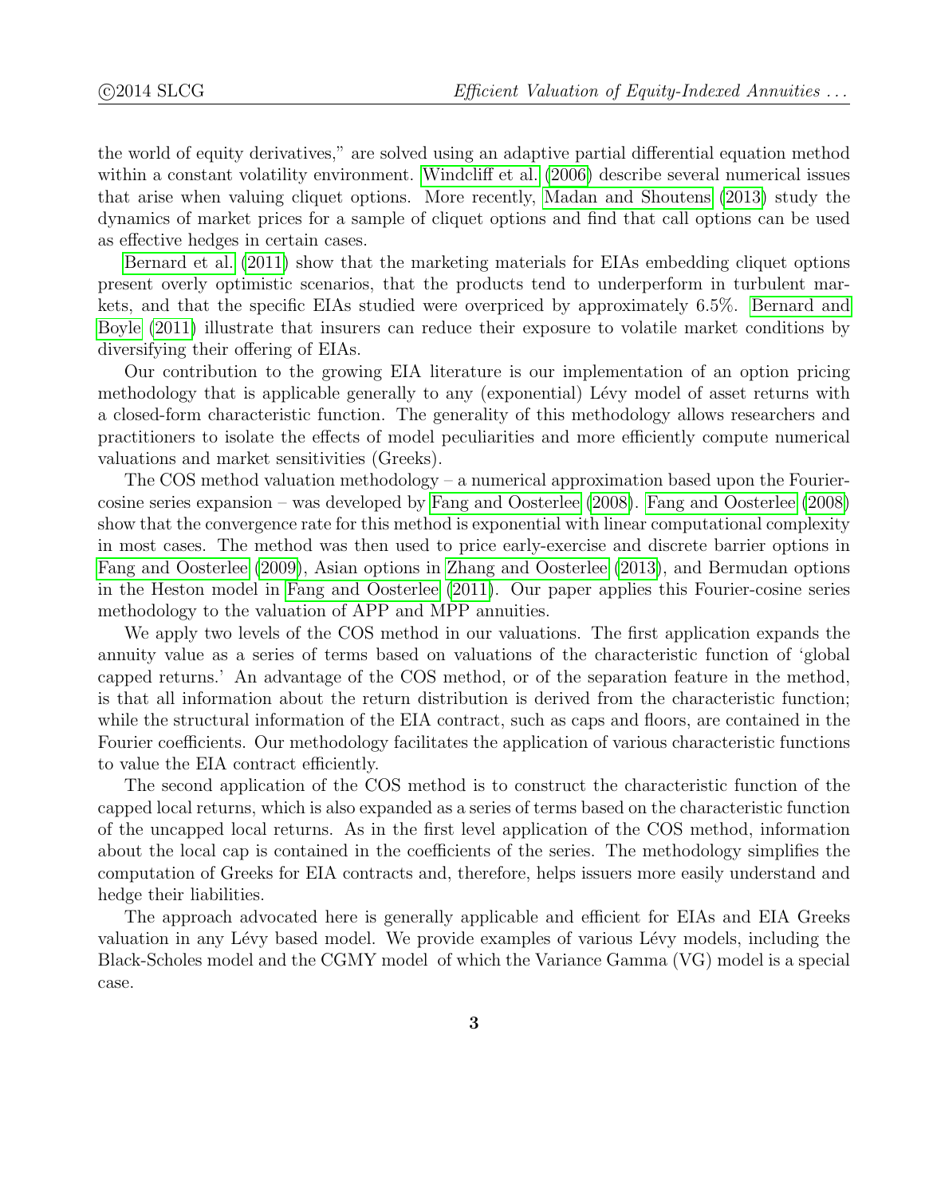the world of equity derivatives," are solved using an adaptive partial differential equation method within a constant volatility environment. Windcliff et al. (2006) describe several numerical issues that arise when valuing cliquet options. More recently, Madan and Shoutens (2013) study the dynamics of market prices for a sample of cliquet options and find that call options can be used as effective hedges in certain cases.

Bernard et al. (2011) show that the marketing materials for EIAs embedding cliquet options present overly optimistic scenarios, that the products tend to underperform in turbulent markets, and that the specific EIAs studied were overpriced by approximately 6.5%. Bernard and Boyle (2011) illustrate that insurers can reduce their exposure to volatile market conditions by diversifying their offering of EIAs.

Our contribution to the growing EIA literature is our implementation of an option pricing methodology that is applicable generally to any (exponential) Lévy model of asset returns with a closed-form characteristic function. The generality of this methodology allows researchers and practitioners to isolate the effects of model peculiarities and more efficiently compute numerical valuations and market sensitivities (Greeks).

The COS method valuation methodology – a numerical approximation based upon the Fourier-cosine series expansion – was developed by Fang and Oosterlee (2008). Fang and Oosterlee (2008) show that the convergence rate for this method is exponential with linear computational complexity in most cases. The method was then used to price early-exercise and discrete barrier options in Fang and Oosterlee (2009), Asian options in Zhang and Oosterlee (2013), and Bermudan options in the Heston model in Fang and Oosterlee (2011). Our paper applies this Fourier-cosine series methodology to the valuation of APP and MPP annuities.

We apply two levels of the COS method in our valuations. The first application expands the annuity value as a series of terms based on valuations of the characteristic function of 'global capped returns.' An advantage of the COS method, or of the separation feature in the method, is that all information about the return distribution is derived from the characteristic function; while the structural information of the EIA contract, such as caps and floors, are contained in the Fourier coefficients. Our methodology facilitates the application of various characteristic functions to value the EIA contract efficiently.

The second application of the COS method is to construct the characteristic function of the capped local returns, which is also expanded as a series of terms based on the characteristic function of the uncapped local returns. As in the first level application of the COS method, information about the local cap is contained in the coefficients of the series. The methodology simplifies the computation of Greeks for EIA contracts and, therefore, helps issuers more easily understand and hedge their liabilities.

The approach advocated here is generally applicable and efficient for EIAs and EIA Greeks valuation in any Lévy based model. We provide examples of various Lévy models, including the Black-Scholes model and the CGMY model of which the Variance Gamma (VG) model is a special case.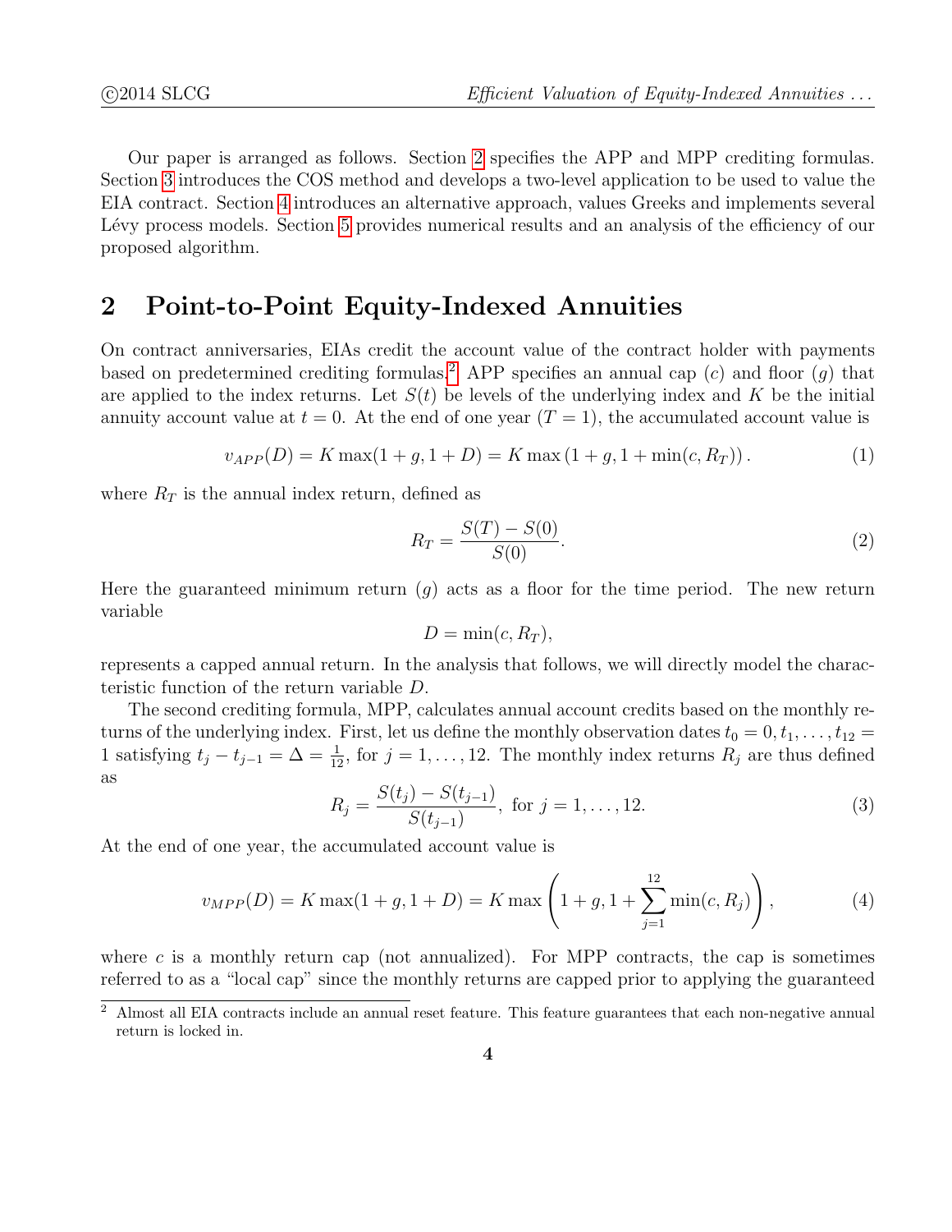Our paper is arranged as follows. Section 2 specifies the APP and MPP crediting formulas. Section 3 introduces the COS method and develops a two-level application to be used to value the EIA contract. Section 4 introduces an alternative approach, values Greeks and implements several Lévy process models. Section 5 provides numerical results and an analysis of the efficiency of our proposed algorithm.

## 2 Point-to-Point Equity-Indexed Annuities

On contract anniversaries, EIAs credit the account value of the contract holder with payments based on predetermined crediting formulas.[2] APP specifies an annual cap ($c$) and floor ($g$) that are applied to the index returns. Let $S(t)$ be levels of the underlying index and $K$ be the initial annuity account value at $t = 0$. At the end of one year ($T = 1$), the accumulated account value is

$$v_{APP}(D) = K \max(1 + g, 1 + D) = K \max\left(1 + g, 1 + \min(c, R_T)\right). \tag{1}$$

where $R_T$ is the annual index return, defined as

$$R_T = \frac{S(T) - S(0)}{S(0)}. \tag{2}$$

Here the guaranteed minimum return ($g$) acts as a floor for the time period. The new return variable

$$D = \min(c, R_T),$$

represents a capped annual return. In the analysis that follows, we will directly model the characteristic function of the return variable $D$.

The second crediting formula, MPP, calculates annual account credits based on the monthly returns of the underlying index. First, let us define the monthly observation dates $t_0 = 0, t_1, \ldots, t_{12} = 1$ satisfying $t_j - t_{j-1} = \Delta = \frac{1}{12}$, for $j = 1, \ldots, 12$. The monthly index returns $R_j$ are thus defined as

$$R_j = \frac{S(t_j) - S(t_{j-1})}{S(t_{j-1})}, \text{ for } j = 1, \ldots, 12. \tag{3}$$

At the end of one year, the accumulated account value is

$$v_{MPP}(D) = K \max(1 + g, 1 + D) = K \max\left(1 + g, 1 + \sum_{j=1}^{12} \min(c, R_j)\right), \tag{4}$$

where $c$ is a monthly return cap (not annualized). For MPP contracts, the cap is sometimes referred to as a "local cap" since the monthly returns are capped prior to applying the guaranteed

[2] Almost all EIA contracts include an annual reset feature. This feature guarantees that each non-negative annual return is locked in.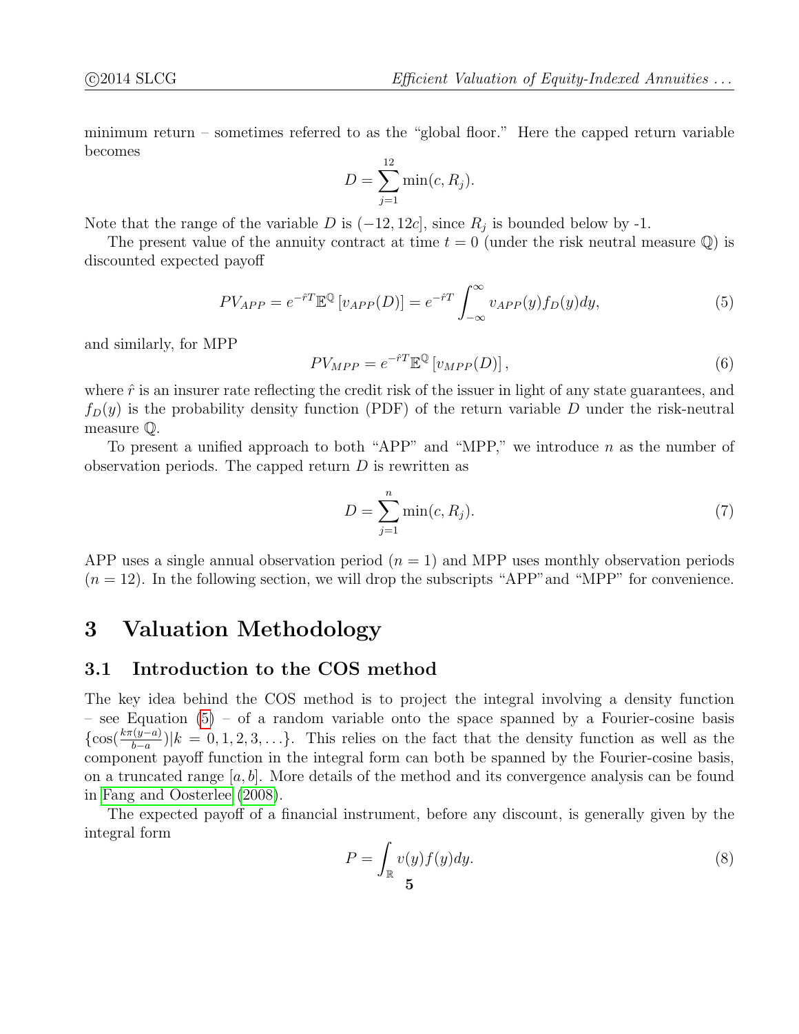minimum return – sometimes referred to as the "global floor." Here the capped return variable becomes

$$D = \sum_{j=1}^{12} \min(c, R_j).$$

Note that the range of the variable $D$ is $(-12, 12c]$, since $R_j$ is bounded below by -1.

The present value of the annuity contract at time $t = 0$ (under the risk neutral measure $\mathbb{Q}$) is discounted expected payoff

$$PV_{APP} = e^{-\hat{r}T}\mathbb{E}^{\mathbb{Q}}\left[v_{APP}(D)\right] = e^{-\hat{r}T}\int_{-\infty}^{\infty} v_{APP}(y) f_D(y) dy, \tag{5}$$

and similarly, for MPP

$$PV_{MPP} = e^{-\hat{r}T}\mathbb{E}^{\mathbb{Q}}\left[v_{MPP}(D)\right], \tag{6}$$

where $\hat{r}$ is an insurer rate reflecting the credit risk of the issuer in light of any state guarantees, and $f_D(y)$ is the probability density function (PDF) of the return variable $D$ under the risk-neutral measure $\mathbb{Q}$.

To present a unified approach to both "APP" and "MPP," we introduce $n$ as the number of observation periods. The capped return $D$ is rewritten as

$$D = \sum_{j=1}^{n} \min(c, R_j). \tag{7}$$

APP uses a single annual observation period ($n = 1$) and MPP uses monthly observation periods ($n = 12$). In the following section, we will drop the subscripts "APP" and "MPP" for convenience.

# 3 Valuation Methodology

## 3.1 Introduction to the COS method

The key idea behind the COS method is to project the integral involving a density function – see Equation (5) – of a random variable onto the space spanned by a Fourier-cosine basis $\{\cos(\frac{k\pi(y-a)}{b-a}) | k = 0, 1, 2, 3, \ldots\}$. This relies on the fact that the density function as well as the component payoff function in the integral form can both be spanned by the Fourier-cosine basis, on a truncated range $[a, b]$. More details of the method and its convergence analysis can be found in Fang and Oosterlee (2008).

The expected payoff of a financial instrument, before any discount, is generally given by the integral form

$$P = \int_{\mathbb{R}} v(y) f(y) dy. \tag{8}$$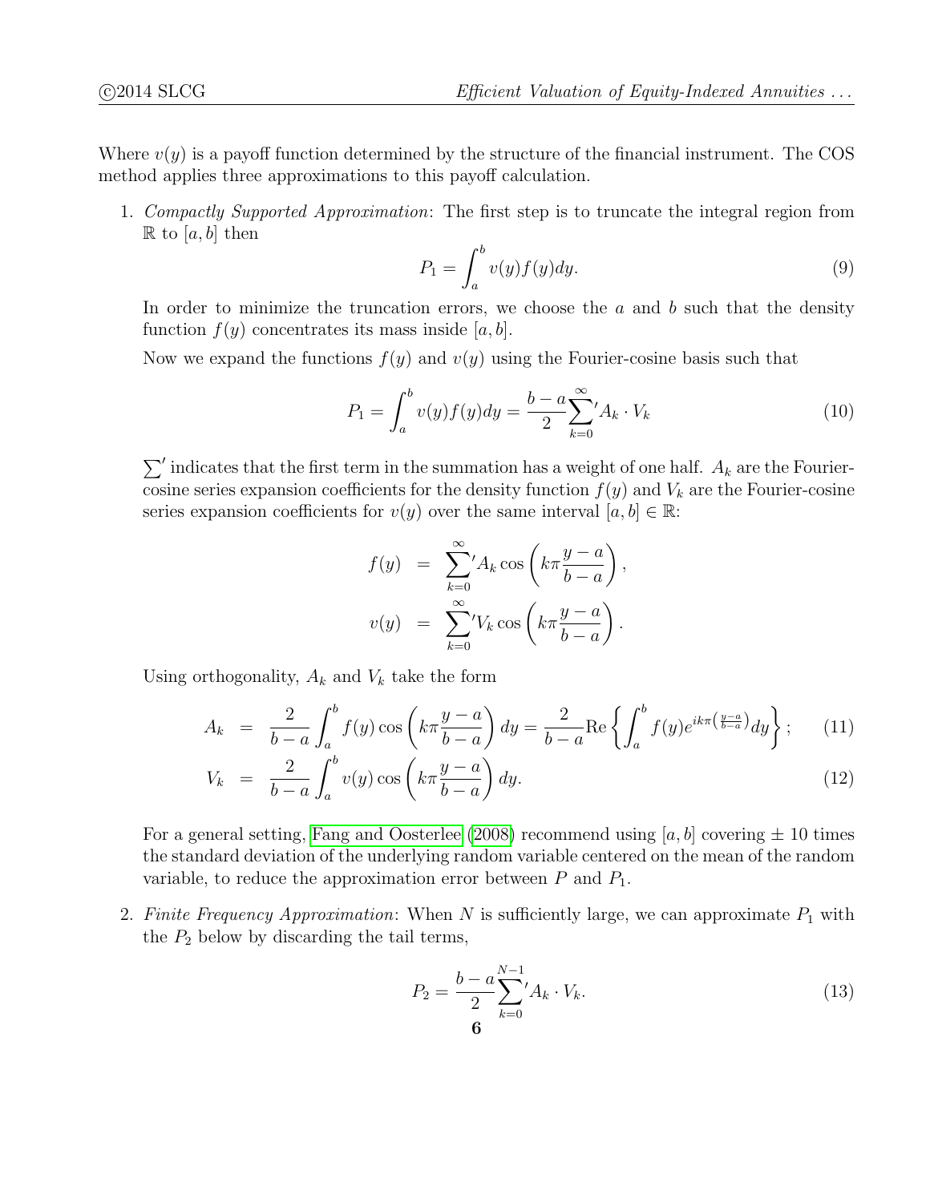Where $v(y)$ is a payoff function determined by the structure of the financial instrument. The COS method applies three approximations to this payoff calculation.

1. *Compactly Supported Approximation*: The first step is to truncate the integral region from $\mathbb{R}$ to $[a, b]$ then

$$P_1 = \int_a^b v(y) f(y) dy. \tag{9}$$

In order to minimize the truncation errors, we choose the $a$ and $b$ such that the density function $f(y)$ concentrates its mass inside $[a, b]$.

Now we expand the functions $f(y)$ and $v(y)$ using the Fourier-cosine basis such that

$$P_1 = \int_a^b v(y) f(y) dy = \frac{b-a}{2} {\sum_{k=0}^{\infty}}' A_k \cdot V_k \tag{10}$$

$\sum'$ indicates that the first term in the summation has a weight of one half. $A_k$ are the Fourier-cosine series expansion coefficients for the density function $f(y)$ and $V_k$ are the Fourier-cosine series expansion coefficients for $v(y)$ over the same interval $[a, b] \in \mathbb{R}$:

$$\begin{aligned} f(y) &= {\sum_{k=0}^{\infty}}' A_k \cos\left(k\pi \frac{y-a}{b-a}\right), \\ v(y) &= {\sum_{k=0}^{\infty}}' V_k \cos\left(k\pi \frac{y-a}{b-a}\right). \end{aligned}$$

Using orthogonality, $A_k$ and $V_k$ take the form

$$A_k = \frac{2}{b-a} \int_a^b f(y) \cos\left(k\pi \frac{y-a}{b-a}\right) dy = \frac{2}{b-a} \text{Re}\left\{\int_a^b f(y) e^{ik\pi\left(\frac{y-a}{b-a}\right)} dy\right\}; \tag{11}$$

$$V_k = \frac{2}{b-a} \int_a^b v(y) \cos\left(k\pi \frac{y-a}{b-a}\right) dy. \tag{12}$$

For a general setting, Fang and Oosterlee (2008) recommend using $[a, b]$ covering $\pm$ 10 times the standard deviation of the underlying random variable centered on the mean of the random variable, to reduce the approximation error between $P$ and $P_1$.

2. *Finite Frequency Approximation*: When $N$ is sufficiently large, we can approximate $P_1$ with the $P_2$ below by discarding the tail terms,

$$P_2 = \frac{b-a}{2} {\sum_{k=0}^{N-1}}' A_k \cdot V_k. \tag{13}$$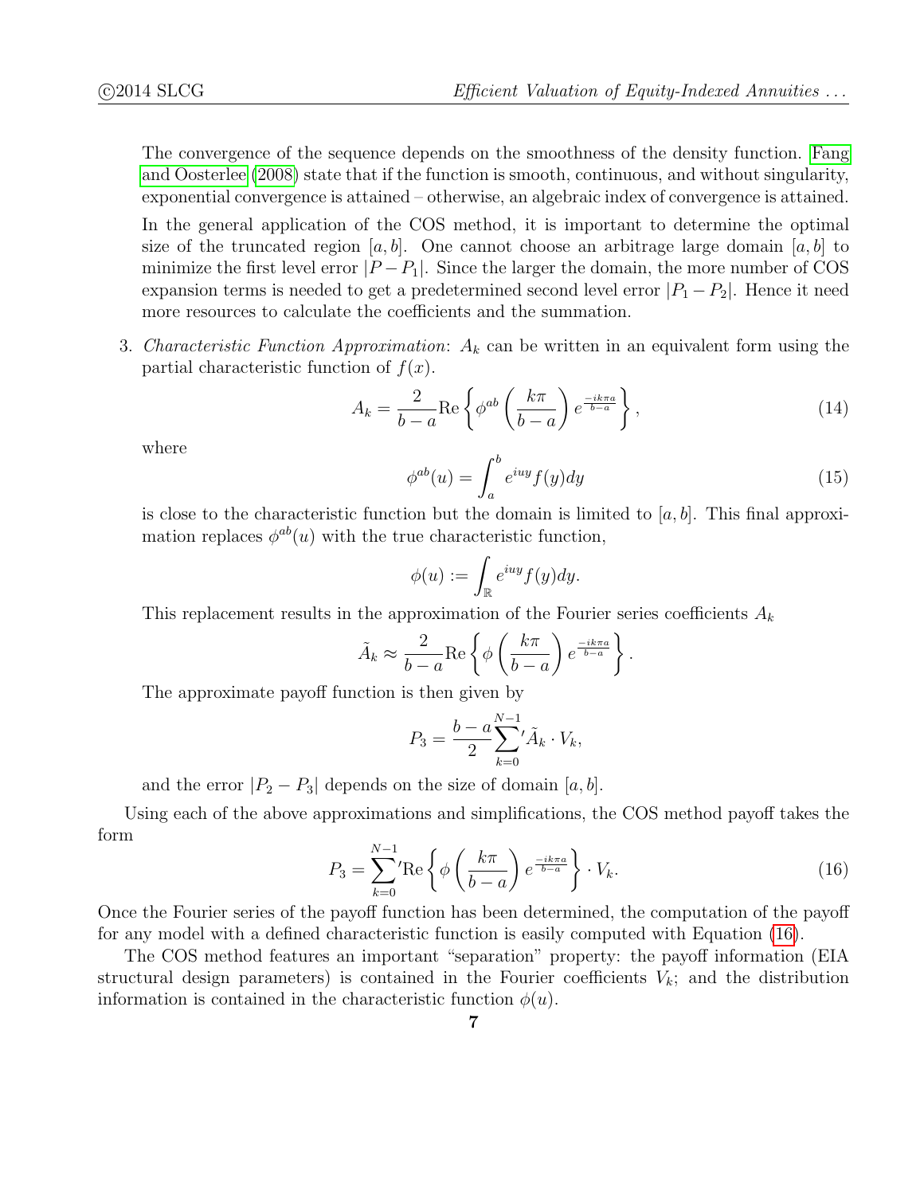The convergence of the sequence depends on the smoothness of the density function. Fang and Oosterlee (2008) state that if the function is smooth, continuous, and without singularity, exponential convergence is attained – otherwise, an algebraic index of convergence is attained.

In the general application of the COS method, it is important to determine the optimal size of the truncated region $[a, b]$. One cannot choose an arbitrage large domain $[a, b]$ to minimize the first level error $|P - P_1|$. Since the larger the domain, the more number of COS expansion terms is needed to get a predetermined second level error $|P_1 - P_2|$. Hence it need more resources to calculate the coefficients and the summation.

3. *Characteristic Function Approximation*: $A_k$ can be written in an equivalent form using the partial characteristic function of $f(x)$.

$$A_k = \frac{2}{b-a} \text{Re}\left\{ \phi^{ab}\left(\frac{k\pi}{b-a}\right) e^{\frac{-ik\pi a}{b-a}} \right\}, \tag{14}$$

where

$$\phi^{ab}(u) = \int_a^b e^{iuy} f(y) dy \tag{15}$$

is close to the characteristic function but the domain is limited to $[a, b]$. This final approximation replaces $\phi^{ab}(u)$ with the true characteristic function,

$$\phi(u) := \int_{\mathbb{R}} e^{iuy} f(y) dy.$$

This replacement results in the approximation of the Fourier series coefficients $A_k$

$$\tilde{A}_k \approx \frac{2}{b-a} \text{Re}\left\{ \phi\left(\frac{k\pi}{b-a}\right) e^{\frac{-ik\pi a}{b-a}} \right\}.$$

The approximate payoff function is then given by

$$P_3 = \frac{b-a}{2} {\sum_{k=0}^{N-1}}' \tilde{A}_k \cdot V_k,$$

and the error $|P_2 - P_3|$ depends on the size of domain $[a, b]$.

Using each of the above approximations and simplifications, the COS method payoff takes the form

$$P_3 = {\sum_{k=0}^{N-1}}' \text{Re}\left\{ \phi\left(\frac{k\pi}{b-a}\right) e^{\frac{-ik\pi a}{b-a}} \right\} \cdot V_k. \tag{16}$$

Once the Fourier series of the payoff function has been determined, the computation of the payoff for any model with a defined characteristic function is easily computed with Equation (16).

The COS method features an important "separation" property: the payoff information (EIA structural design parameters) is contained in the Fourier coefficients $V_k$; and the distribution information is contained in the characteristic function $\phi(u)$.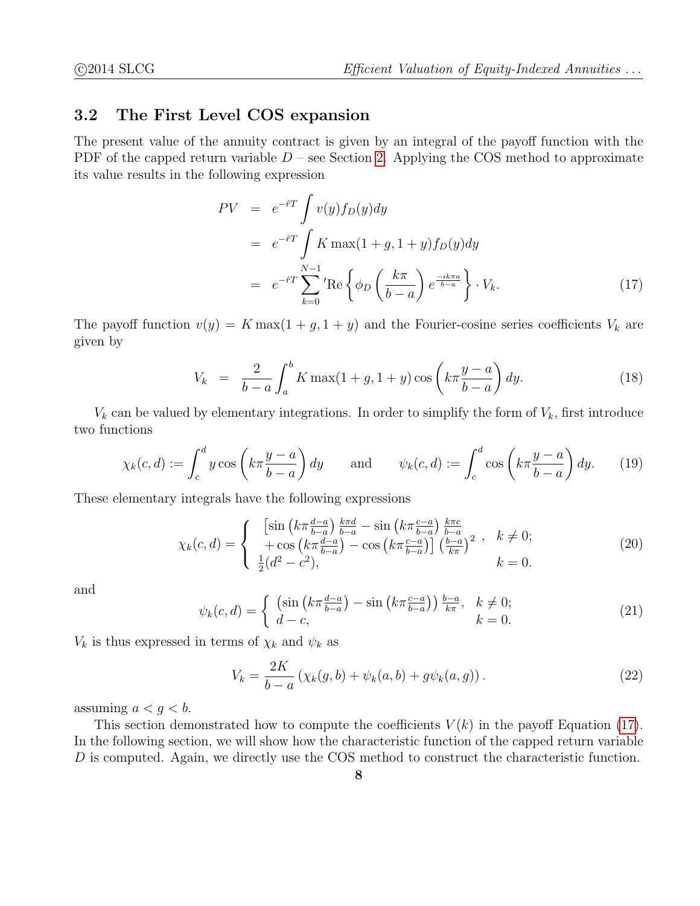### 3.2 The First Level COS expansion

The present value of the annuity contract is given by an integral of the payoff function with the PDF of the capped return variable $D$ – see Section 2. Applying the COS method to approximate its value results in the following expression

$$
\begin{aligned}
PV &= e^{-\hat{r}T} \int v(y) f_D(y) dy \\
&= e^{-\hat{r}T} \int K \max(1+g, 1+y) f_D(y) dy \\
&= e^{-\hat{r}T} \sum_{k=0}^{N-1}{}' \mathrm{Re}\left\{ \phi_D\left(\frac{k\pi}{b-a}\right) e^{\frac{-ik\pi a}{b-a}} \right\} \cdot V_k.
\end{aligned} \tag{17}
$$

The payoff function $v(y) = K \max(1+g, 1+y)$ and the Fourier-cosine series coefficients $V_k$ are given by

$$
V_k = \frac{2}{b-a} \int_a^b K \max(1+g, 1+y) \cos\left(k\pi \frac{y-a}{b-a}\right) dy. \tag{18}
$$

$V_k$ can be valued by elementary integrations. In order to simplify the form of $V_k$, first introduce two functions

$$
\chi_k(c,d) := \int_c^d y \cos\left(k\pi \frac{y-a}{b-a}\right) dy \qquad \text{and} \qquad \psi_k(c,d) := \int_c^d \cos\left(k\pi \frac{y-a}{b-a}\right) dy. \tag{19}
$$

These elementary integrals have the following expressions

$$
\chi_k(c,d) = \begin{cases} \begin{array}{l} \left[\sin\left(k\pi\frac{d-a}{b-a}\right)\frac{k\pi d}{b-a} - \sin\left(k\pi\frac{c-a}{b-a}\right)\frac{k\pi c}{b-a} \right. \\ \left. + \cos\left(k\pi\frac{d-a}{b-a}\right) - \cos\left(k\pi\frac{c-a}{b-a}\right)\right]\left(\frac{b-a}{k\pi}\right)^2 \end{array}, & k \neq 0; \\ \frac{1}{2}(d^2 - c^2), & k = 0. \end{cases} \tag{20}
$$

and

$$
\psi_k(c,d) = \begin{cases} \left(\sin\left(k\pi\frac{d-a}{b-a}\right) - \sin\left(k\pi\frac{c-a}{b-a}\right)\right)\frac{b-a}{k\pi}, & k \neq 0; \\ d - c, & k = 0. \end{cases} \tag{21}
$$

$V_k$ is thus expressed in terms of $\chi_k$ and $\psi_k$ as

$$
V_k = \frac{2K}{b-a}\left(\chi_k(g,b) + \psi_k(a,b) + g\psi_k(a,g)\right). \tag{22}
$$

assuming $a < g < b$.

This section demonstrated how to compute the coefficients $V(k)$ in the payoff Equation (17). In the following section, we will show how the characteristic function of the capped return variable $D$ is computed. Again, we directly use the COS method to construct the characteristic function.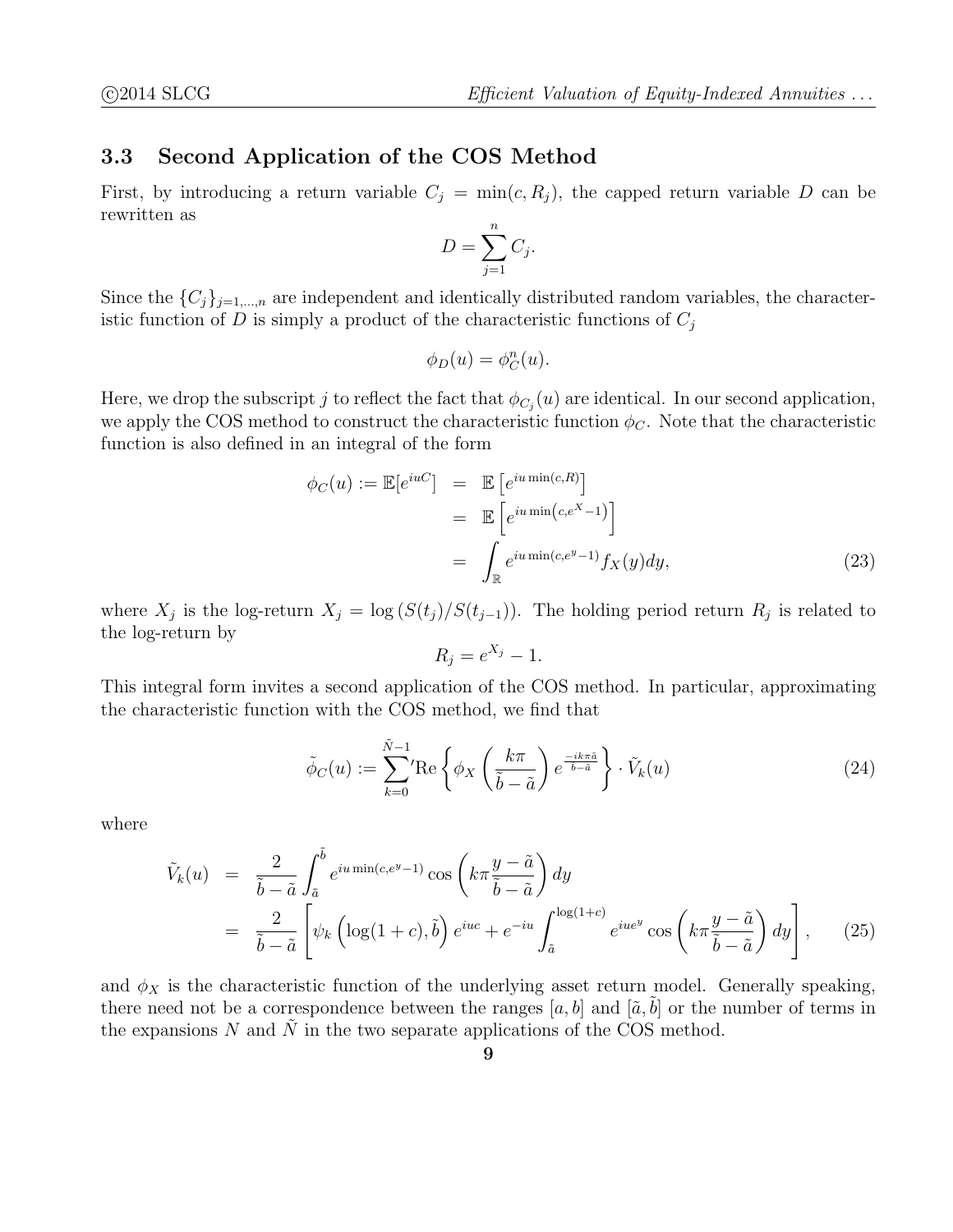### 3.3 Second Application of the COS Method

First, by introducing a return variable $C_j = \min(c, R_j)$, the capped return variable $D$ can be rewritten as

$$D = \sum_{j=1}^{n} C_j.$$

Since the $\{C_j\}_{j=1,\ldots,n}$ are independent and identically distributed random variables, the characteristic function of $D$ is simply a product of the characteristic functions of $C_j$

$$\phi_D(u) = \phi_C^n(u).$$

Here, we drop the subscript $j$ to reflect the fact that $\phi_{C_j}(u)$ are identical. In our second application, we apply the COS method to construct the characteristic function $\phi_C$. Note that the characteristic function is also defined in an integral of the form

$$\begin{aligned}
\phi_C(u) := \mathbb{E}[e^{iuC}] &= \mathbb{E}\left[e^{iu\min(c,R)}\right] \\
&= \mathbb{E}\left[e^{iu\min\left(c,e^X-1\right)}\right] \\
&= \int_{\mathbb{R}} e^{iu\min(c,e^y-1)} f_X(y)dy,
\end{aligned} \tag{23}$$

where $X_j$ is the log-return $X_j = \log\left(S(t_j)/S(t_{j-1})\right)$. The holding period return $R_j$ is related to the log-return by

$$R_j = e^{X_j} - 1.$$

This integral form invites a second application of the COS method. In particular, approximating the characteristic function with the COS method, we find that

$$\tilde{\phi}_C(u) := {\sum_{k=0}^{\tilde{N}-1}}{}' \mathrm{Re}\left\{\phi_X\left(\frac{k\pi}{\tilde{b}-\tilde{a}}\right) e^{\frac{-ik\pi\tilde{a}}{\tilde{b}-\tilde{a}}}\right\} \cdot \tilde{V}_k(u) \tag{24}$$

where

$$\begin{aligned}
\tilde{V}_k(u) &= \frac{2}{\tilde{b}-\tilde{a}} \int_{\tilde{a}}^{\tilde{b}} e^{iu\min(c,e^y-1)} \cos\left(k\pi\frac{y-\tilde{a}}{\tilde{b}-\tilde{a}}\right) dy \\
&= \frac{2}{\tilde{b}-\tilde{a}} \left[\psi_k\left(\log(1+c), \tilde{b}\right) e^{iuc} + e^{-iu} \int_{\tilde{a}}^{\log(1+c)} e^{iue^y} \cos\left(k\pi\frac{y-\tilde{a}}{\tilde{b}-\tilde{a}}\right) dy\right],
\end{aligned} \tag{25}$$

and $\phi_X$ is the characteristic function of the underlying asset return model. Generally speaking, there need not be a correspondence between the ranges $[a, b]$ and $[\tilde{a}, \tilde{b}]$ or the number of terms in the expansions $N$ and $\tilde{N}$ in the two separate applications of the COS method.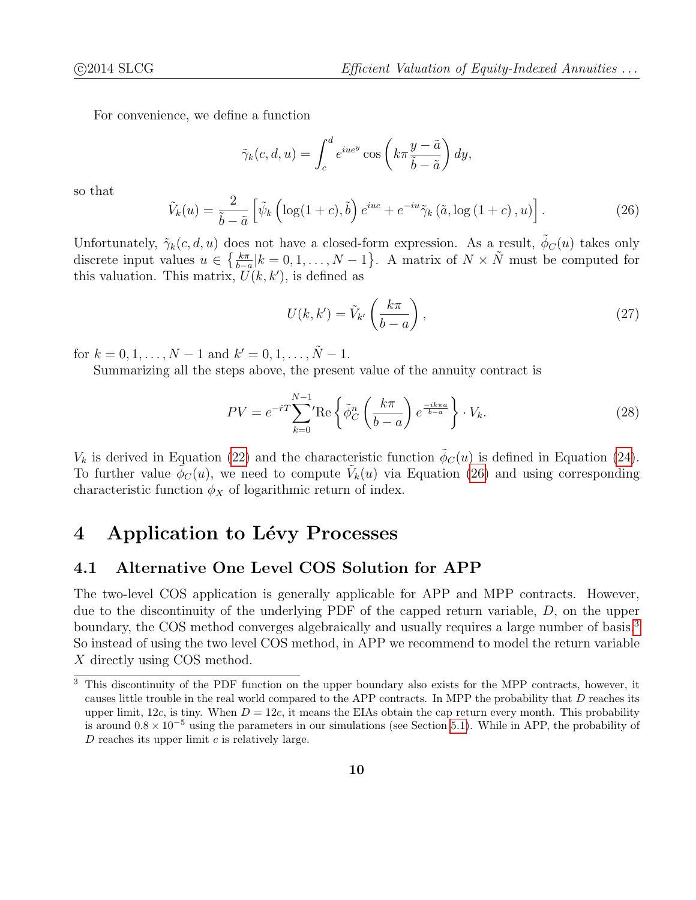For convenience, we define a function

$$\tilde{\gamma}_k(c,d,u) = \int_c^d e^{iue^y} \cos\left(k\pi \frac{y-\tilde{a}}{\tilde{b}-\tilde{a}}\right) dy,$$

so that

$$\tilde{V}_k(u) = \frac{2}{\tilde{b}-\tilde{a}} \left[ \tilde{\psi}_k\left(\log(1+c), \tilde{b}\right) e^{iuc} + e^{-iu} \tilde{\gamma}_k\left(\tilde{a}, \log\left(1+c\right), u\right) \right]. \tag{26}$$

Unfortunately, $\tilde{\gamma}_k(c,d,u)$ does not have a closed-form expression. As a result, $\tilde{\phi}_C(u)$ takes only discrete input values $u \in \left\{\frac{k\pi}{b-a} | k = 0, 1, \ldots, N-1\right\}$. A matrix of $N \times \tilde{N}$ must be computed for this valuation. This matrix, $U(k,k')$, is defined as

$$U(k,k') = \tilde{V}_{k'}\left(\frac{k\pi}{b-a}\right), \tag{27}$$

for $k = 0, 1, \ldots, N-1$ and $k' = 0, 1, \ldots, \tilde{N}-1$.

Summarizing all the steps above, the present value of the annuity contract is

$$PV = e^{-\hat{r}T} {\sum_{k=0}^{N-1}}' \text{Re}\left\{ \tilde{\phi}_C^n\left(\frac{k\pi}{b-a}\right) e^{\frac{-ik\pi a}{b-a}} \right\} \cdot V_k. \tag{28}$$

$V_k$ is derived in Equation (22) and the characteristic function $\tilde{\phi}_C(u)$ is defined in Equation (24). To further value $\tilde{\phi}_C(u)$, we need to compute $\tilde{V}_k(u)$ via Equation (26) and using corresponding characteristic function $\phi_X$ of logarithmic return of index.

# 4 Application to Lévy Processes

## 4.1 Alternative One Level COS Solution for APP

The two-level COS application is generally applicable for APP and MPP contracts. However, due to the discontinuity of the underlying PDF of the capped return variable, $D$, on the upper boundary, the COS method converges algebraically and usually requires a large number of basis.[3] So instead of using the two level COS method, in APP we recommend to model the return variable $X$ directly using COS method.

[3] This discontinuity of the PDF function on the upper boundary also exists for the MPP contracts, however, it causes little trouble in the real world compared to the APP contracts. In MPP the probability that $D$ reaches its upper limit, $12c$, is tiny. When $D = 12c$, it means the EIAs obtain the cap return every month. This probability is around $0.8 \times 10^{-5}$ using the parameters in our simulations (see Section 5.1). While in APP, the probability of $D$ reaches its upper limit $c$ is relatively large.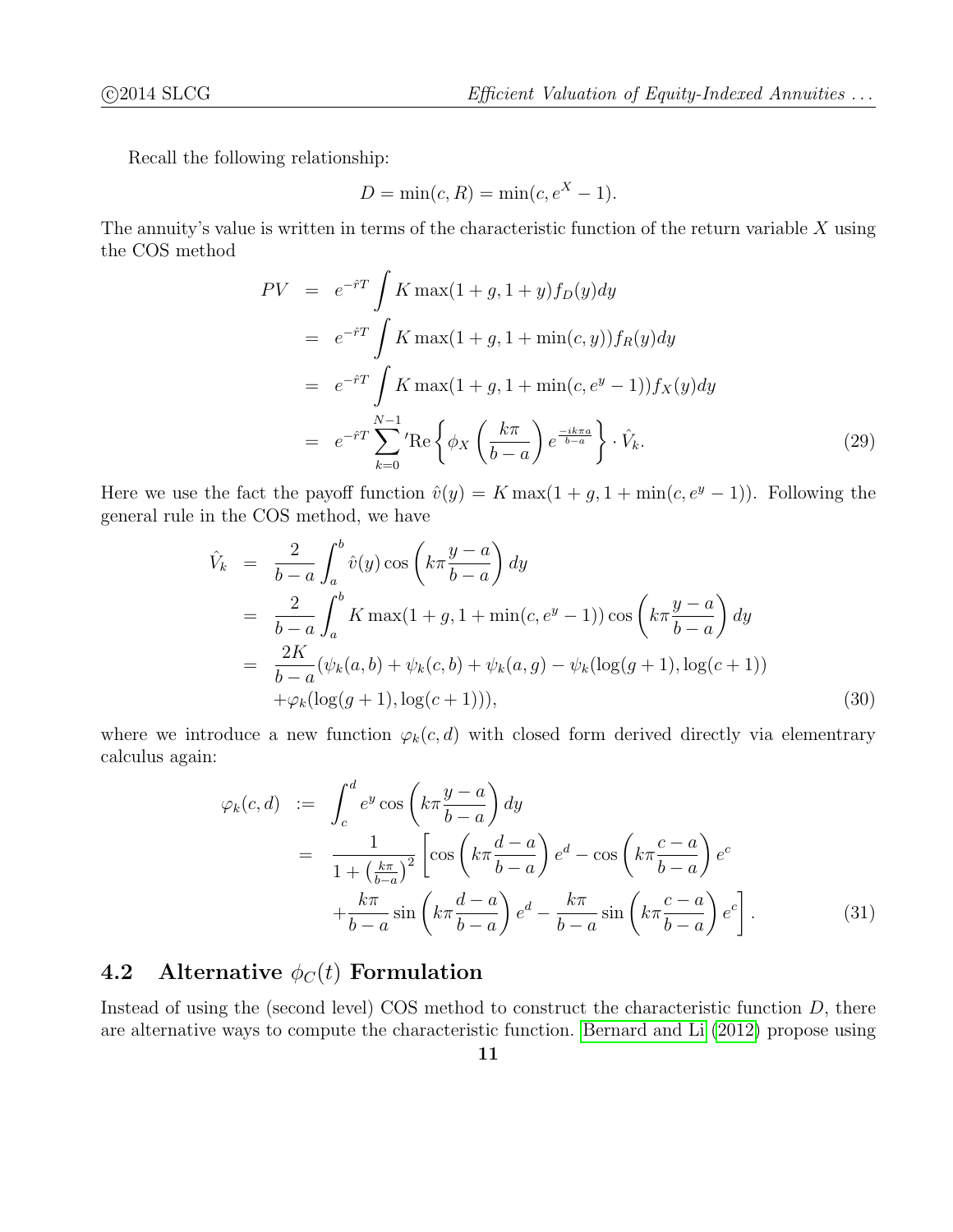Recall the following relationship:

$$D = \min(c, R) = \min(c, e^X - 1).$$

The annuity's value is written in terms of the characteristic function of the return variable $X$ using the COS method

$$\begin{aligned}
PV &= e^{-\hat{r}T} \int K \max(1+g, 1+y) f_D(y) dy \\
&= e^{-\hat{r}T} \int K \max(1+g, 1+\min(c, y)) f_R(y) dy \\
&= e^{-\hat{r}T} \int K \max(1+g, 1+\min(c, e^y - 1)) f_X(y) dy \\
&= e^{-\hat{r}T} \sum_{k=0}^{N-1}{}' \mathrm{Re}\left\{ \phi_X\left(\frac{k\pi}{b-a}\right) e^{\frac{-ik\pi a}{b-a}} \right\} \cdot \hat{V}_k. \qquad (29)
\end{aligned}$$

Here we use the fact the payoff function $\hat{v}(y) = K \max(1+g, 1+\min(c, e^y - 1))$. Following the general rule in the COS method, we have

$$\begin{aligned}
\hat{V}_k &= \frac{2}{b-a} \int_a^b \hat{v}(y) \cos\left(k\pi \frac{y-a}{b-a}\right) dy \\
&= \frac{2}{b-a} \int_a^b K \max(1+g, 1+\min(c, e^y - 1)) \cos\left(k\pi \frac{y-a}{b-a}\right) dy \\
&= \frac{2K}{b-a} (\psi_k(a,b) + \psi_k(c,b) + \psi_k(a,g) - \psi_k(\log(g+1), \log(c+1)) \\
&\quad + \varphi_k(\log(g+1), \log(c+1))), \qquad (30)
\end{aligned}$$

where we introduce a new function $\varphi_k(c,d)$ with closed form derived directly via elementrary calculus again:

$$\begin{aligned}
\varphi_k(c,d) &:= \int_c^d e^y \cos\left(k\pi \frac{y-a}{b-a}\right) dy \\
&= \frac{1}{1+\left(\frac{k\pi}{b-a}\right)^2} \left[ \cos\left(k\pi \frac{d-a}{b-a}\right) e^d - \cos\left(k\pi \frac{c-a}{b-a}\right) e^c \right. \\
&\quad \left. + \frac{k\pi}{b-a} \sin\left(k\pi \frac{d-a}{b-a}\right) e^d - \frac{k\pi}{b-a} \sin\left(k\pi \frac{c-a}{b-a}\right) e^c \right]. \qquad (31)
\end{aligned}$$

## 4.2 Alternative $\phi_C(t)$ Formulation

Instead of using the (second level) COS method to construct the characteristic function $D$, there are alternative ways to compute the characteristic function. Bernard and Li (2012) propose using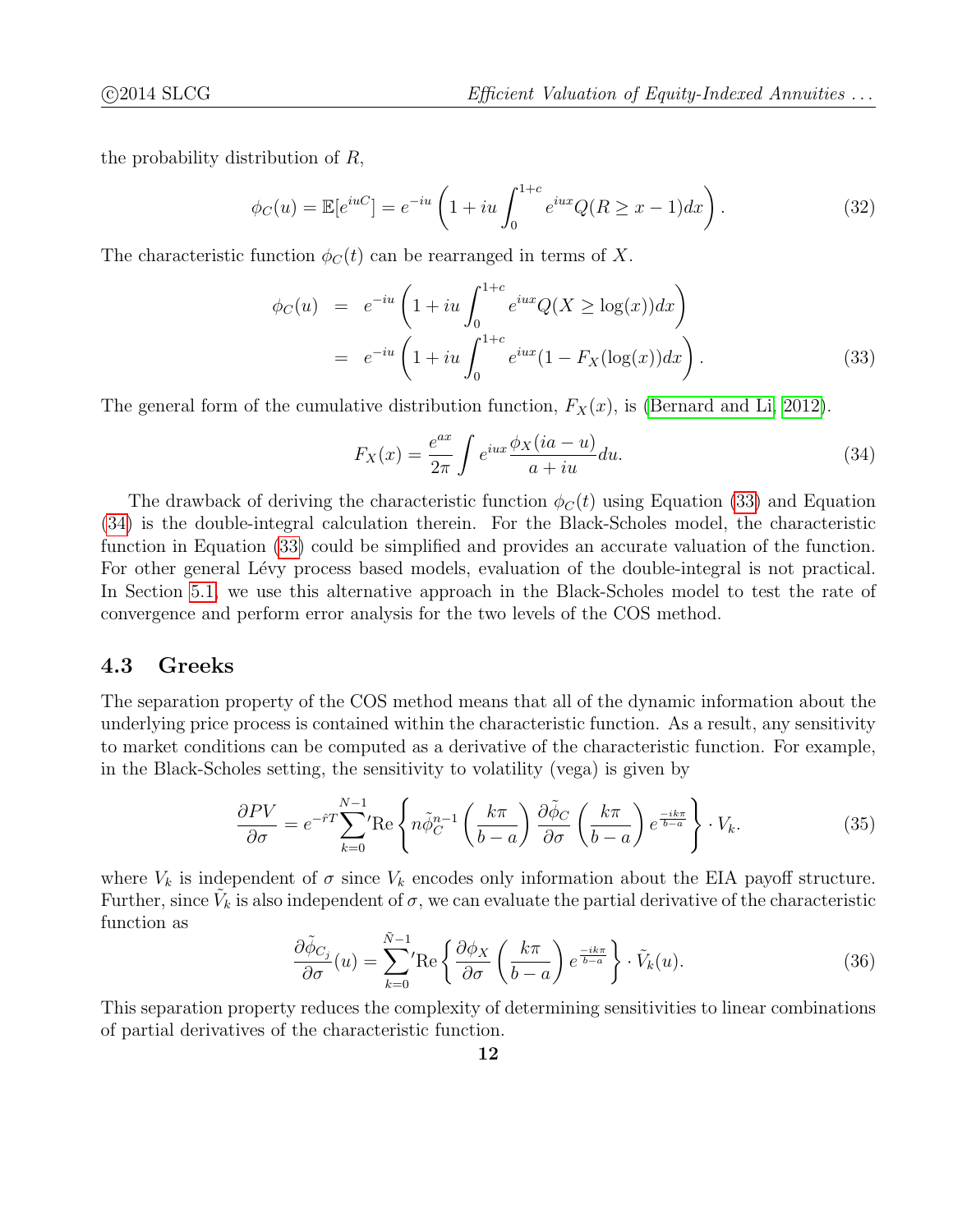the probability distribution of $R$,

$$\phi_C(u) = \mathbb{E}[e^{iuC}] = e^{-iu}\left(1 + iu\int_0^{1+c} e^{iux} Q(R \geq x-1)dx\right). \tag{32}$$

The characteristic function $\phi_C(t)$ can be rearranged in terms of $X$.

$$\begin{aligned}
\phi_C(u) &= e^{-iu}\left(1 + iu\int_0^{1+c} e^{iux} Q(X \geq \log(x))dx\right) \\
&= e^{-iu}\left(1 + iu\int_0^{1+c} e^{iux}(1 - F_X(\log(x))dx\right).
\end{aligned} \tag{33}$$

The general form of the cumulative distribution function, $F_X(x)$, is (Bernard and Li, 2012).

$$F_X(x) = \frac{e^{ax}}{2\pi}\int e^{iux}\frac{\phi_X(ia-u)}{a+iu}du. \tag{34}$$

The drawback of deriving the characteristic function $\phi_C(t)$ using Equation (33) and Equation (34) is the double-integral calculation therein. For the Black-Scholes model, the characteristic function in Equation (33) could be simplified and provides an accurate valuation of the function. For other general Lévy process based models, evaluation of the double-integral is not practical. In Section 5.1, we use this alternative approach in the Black-Scholes model to test the rate of convergence and perform error analysis for the two levels of the COS method.

### 4.3 Greeks

The separation property of the COS method means that all of the dynamic information about the underlying price process is contained within the characteristic function. As a result, any sensitivity to market conditions can be computed as a derivative of the characteristic function. For example, in the Black-Scholes setting, the sensitivity to volatility (vega) is given by

$$\frac{\partial PV}{\partial \sigma} = e^{-\hat{r}T}{\sum_{k=0}^{N-1}}'\mathrm{Re}\left\{n\tilde{\phi}_C^{n-1}\left(\frac{k\pi}{b-a}\right)\frac{\partial\tilde{\phi}_C}{\partial\sigma}\left(\frac{k\pi}{b-a}\right)e^{\frac{-ik\pi}{b-a}}\right\}\cdot V_k. \tag{35}$$

where $V_k$ is independent of $\sigma$ since $V_k$ encodes only information about the EIA payoff structure. Further, since $\tilde{V}_k$ is also independent of $\sigma$, we can evaluate the partial derivative of the characteristic function as

$$\frac{\partial\tilde{\phi}_{C_j}}{\partial\sigma}(u) = {\sum_{k=0}^{\tilde{N}-1}}'\mathrm{Re}\left\{\frac{\partial\phi_X}{\partial\sigma}\left(\frac{k\pi}{b-a}\right)e^{\frac{-ik\pi}{b-a}}\right\}\cdot\tilde{V}_k(u). \tag{36}$$

This separation property reduces the complexity of determining sensitivities to linear combinations of partial derivatives of the characteristic function.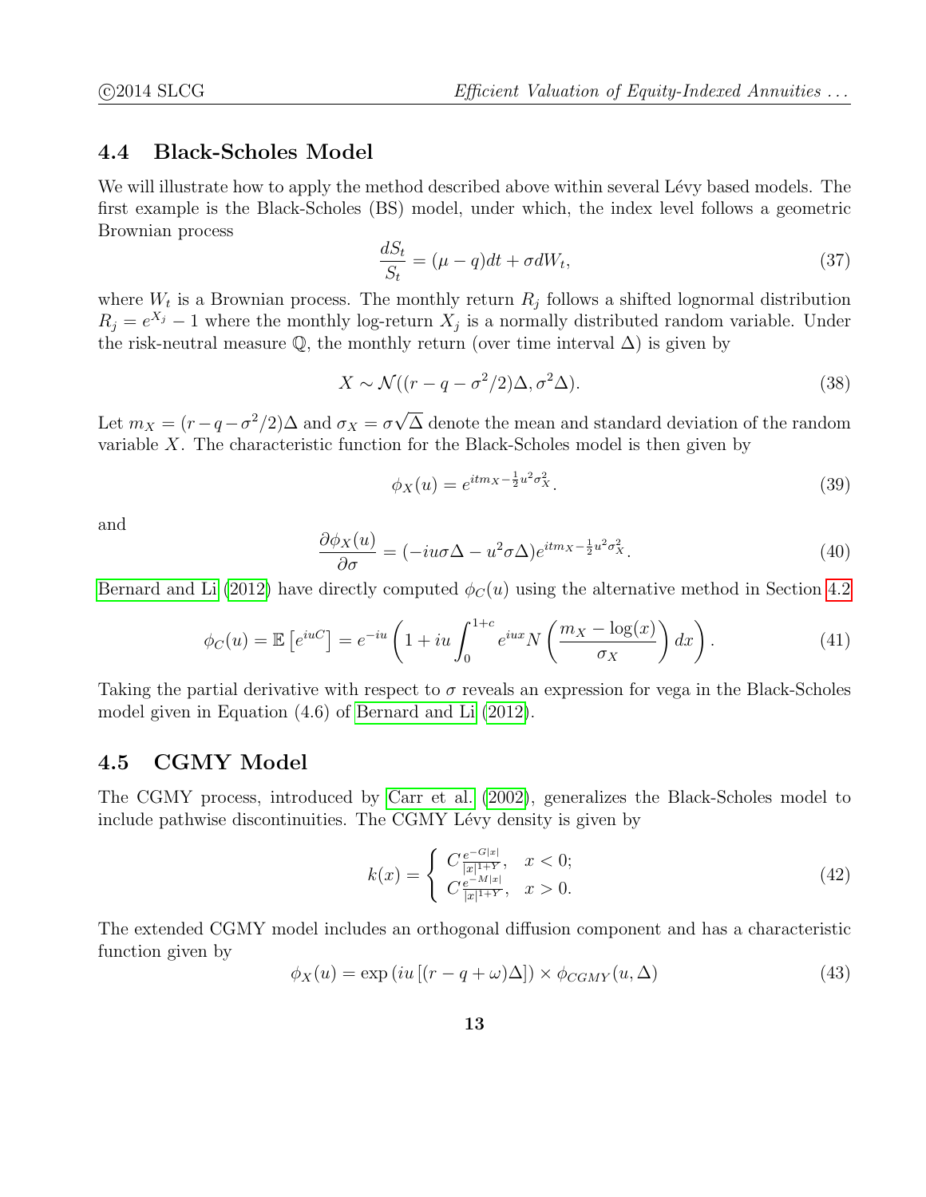### 4.4 Black-Scholes Model

We will illustrate how to apply the method described above within several Lévy based models. The first example is the Black-Scholes (BS) model, under which, the index level follows a geometric Brownian process

$$\frac{dS_t}{S_t} = (\mu - q)dt + \sigma dW_t, \tag{37}$$

where $W_t$ is a Brownian process. The monthly return $R_j$ follows a shifted lognormal distribution $R_j = e^{X_j} - 1$ where the monthly log-return $X_j$ is a normally distributed random variable. Under the risk-neutral measure $\mathbb{Q}$, the monthly return (over time interval $\Delta$) is given by

$$X \sim \mathcal{N}((r - q - \sigma^2/2)\Delta, \sigma^2\Delta). \tag{38}$$

Let $m_X = (r - q - \sigma^2/2)\Delta$ and $\sigma_X = \sigma\sqrt{\Delta}$ denote the mean and standard deviation of the random variable $X$. The characteristic function for the Black-Scholes model is then given by

$$\phi_X(u) = e^{itm_X - \frac{1}{2}u^2\sigma_X^2}. \tag{39}$$

and

$$\frac{\partial \phi_X(u)}{\partial \sigma} = (-iu\sigma\Delta - u^2\sigma\Delta)e^{itm_X - \frac{1}{2}u^2\sigma_X^2}. \tag{40}$$

Bernard and Li (2012) have directly computed $\phi_C(u)$ using the alternative method in Section 4.2

$$\phi_C(u) = \mathbb{E}\left[e^{iuC}\right] = e^{-iu}\left(1 + iu\int_0^{1+c} e^{iux} N\left(\frac{m_X - \log(x)}{\sigma_X}\right)dx\right). \tag{41}$$

Taking the partial derivative with respect to $\sigma$ reveals an expression for vega in the Black-Scholes model given in Equation (4.6) of Bernard and Li (2012).

### 4.5 CGMY Model

The CGMY process, introduced by Carr et al. (2002), generalizes the Black-Scholes model to include pathwise discontinuities. The CGMY Lévy density is given by

$$k(x) = \begin{cases} C\frac{e^{-G|x|}}{|x|^{1+Y}}, & x < 0; \\ C\frac{e^{-M|x|}}{|x|^{1+Y}}, & x > 0. \end{cases} \tag{42}$$

The extended CGMY model includes an orthogonal diffusion component and has a characteristic function given by

$$\phi_X(u) = \exp\left(iu\left[(r - q + \omega)\Delta\right]\right) \times \phi_{CGMY}(u, \Delta) \tag{43}$$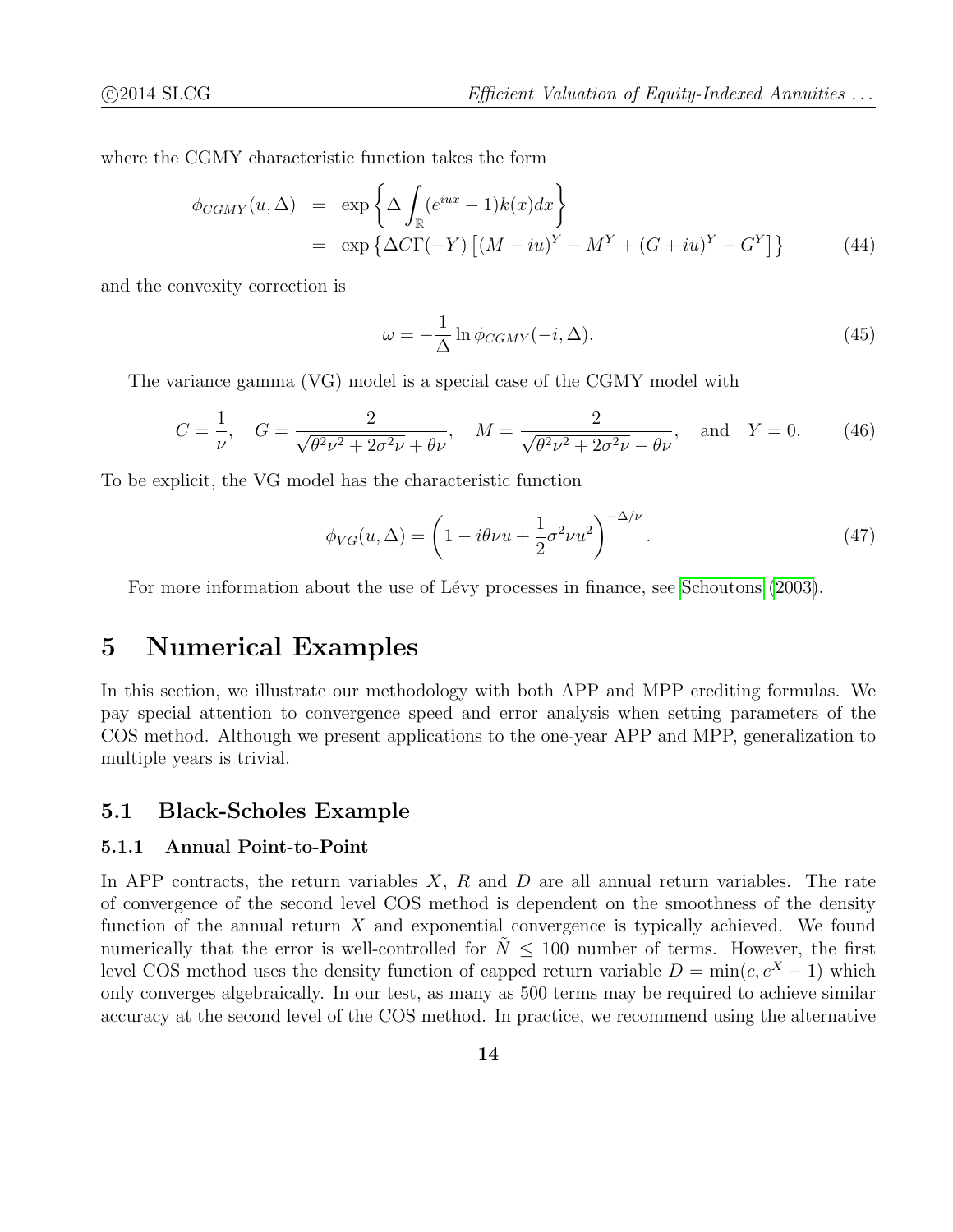where the CGMY characteristic function takes the form

$$
\begin{aligned}
\phi_{CGMY}(u, \Delta) &= \exp\left\{\Delta \int_{\mathbb{R}} (e^{iux} - 1) k(x) dx\right\} \\
&= \exp\left\{\Delta C \Gamma(-Y)\left[(M - iu)^Y - M^Y + (G + iu)^Y - G^Y\right]\right\}
\end{aligned} \tag{44}
$$

and the convexity correction is

$$
\omega = -\frac{1}{\Delta} \ln \phi_{CGMY}(-i, \Delta). \tag{45}
$$

The variance gamma (VG) model is a special case of the CGMY model with

$$
C = \frac{1}{\nu}, \quad G = \frac{2}{\sqrt{\theta^2\nu^2 + 2\sigma^2\nu} + \theta\nu}, \quad M = \frac{2}{\sqrt{\theta^2\nu^2 + 2\sigma^2\nu} - \theta\nu}, \quad \text{and} \quad Y = 0. \tag{46}
$$

To be explicit, the VG model has the characteristic function

$$
\phi_{VG}(u, \Delta) = \left(1 - i\theta\nu u + \frac{1}{2}\sigma^2\nu u^2\right)^{-\Delta/\nu}. \tag{47}
$$

For more information about the use of Lévy processes in finance, see Schoutons (2003).

# 5 Numerical Examples

In this section, we illustrate our methodology with both APP and MPP crediting formulas. We pay special attention to convergence speed and error analysis when setting parameters of the COS method. Although we present applications to the one-year APP and MPP, generalization to multiple years is trivial.

## 5.1 Black-Scholes Example

### 5.1.1 Annual Point-to-Point

In APP contracts, the return variables $X$, $R$ and $D$ are all annual return variables. The rate of convergence of the second level COS method is dependent on the smoothness of the density function of the annual return $X$ and exponential convergence is typically achieved. We found numerically that the error is well-controlled for $\tilde{N} \leq 100$ number of terms. However, the first level COS method uses the density function of capped return variable $D = \min(c, e^X - 1)$ which only converges algebraically. In our test, as many as 500 terms may be required to achieve similar accuracy at the second level of the COS method. In practice, we recommend using the alternative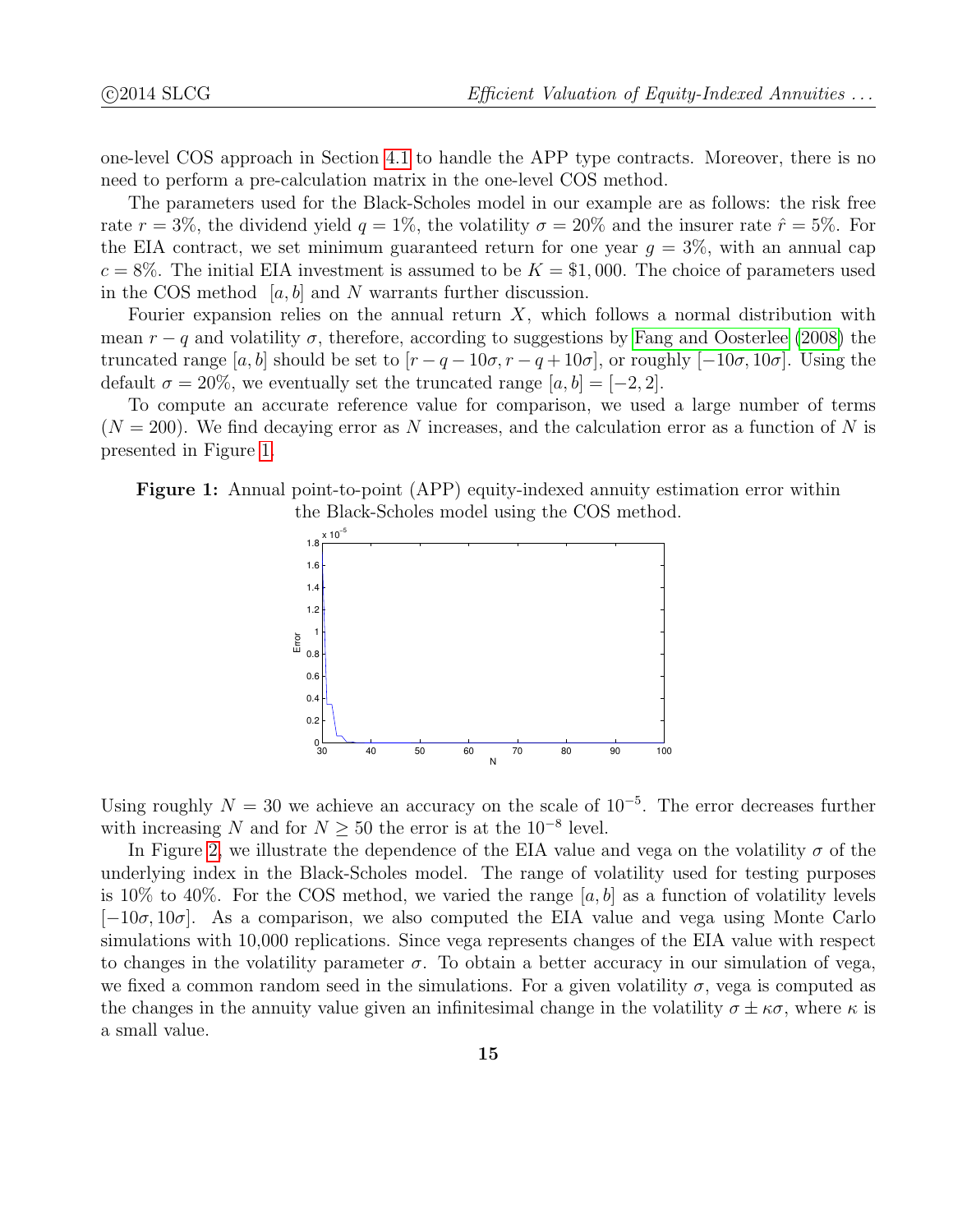one-level COS approach in Section 4.1 to handle the APP type contracts. Moreover, there is no need to perform a pre-calculation matrix in the one-level COS method.

The parameters used for the Black-Scholes model in our example are as follows: the risk free rate $r = 3\%$, the dividend yield $q = 1\%$, the volatility $\sigma = 20\%$ and the insurer rate $\hat{r} = 5\%$. For the EIA contract, we set minimum guaranteed return for one year $g = 3\%$, with an annual cap $c = 8\%$. The initial EIA investment is assumed to be $K = \$1,000$. The choice of parameters used in the COS method $[a, b]$ and $N$ warrants further discussion.

Fourier expansion relies on the annual return $X$, which follows a normal distribution with mean $r - q$ and volatility $\sigma$, therefore, according to suggestions by Fang and Oosterlee (2008) the truncated range $[a, b]$ should be set to $[r - q - 10\sigma, r - q + 10\sigma]$, or roughly $[-10\sigma, 10\sigma]$. Using the default $\sigma = 20\%$, we eventually set the truncated range $[a, b] = [-2, 2]$.

To compute an accurate reference value for comparison, we used a large number of terms ($N = 200$). We find decaying error as $N$ increases, and the calculation error as a function of $N$ is presented in Figure 1.

**Figure 1:** Annual point-to-point (APP) equity-indexed annuity estimation error within the Black-Scholes model using the COS method.

Using roughly $N = 30$ we achieve an accuracy on the scale of $10^{-5}$. The error decreases further with increasing $N$ and for $N \geq 50$ the error is at the $10^{-8}$ level.

In Figure 2, we illustrate the dependence of the EIA value and vega on the volatility $\sigma$ of the underlying index in the Black-Scholes model. The range of volatility used for testing purposes is 10% to 40%. For the COS method, we varied the range $[a, b]$ as a function of volatility levels $[-10\sigma, 10\sigma]$. As a comparison, we also computed the EIA value and vega using Monte Carlo simulations with 10,000 replications. Since vega represents changes of the EIA value with respect to changes in the volatility parameter $\sigma$. To obtain a better accuracy in our simulation of vega, we fixed a common random seed in the simulations. For a given volatility $\sigma$, vega is computed as the changes in the annuity value given an infinitesimal change in the volatility $\sigma \pm \kappa\sigma$, where $\kappa$ is a small value.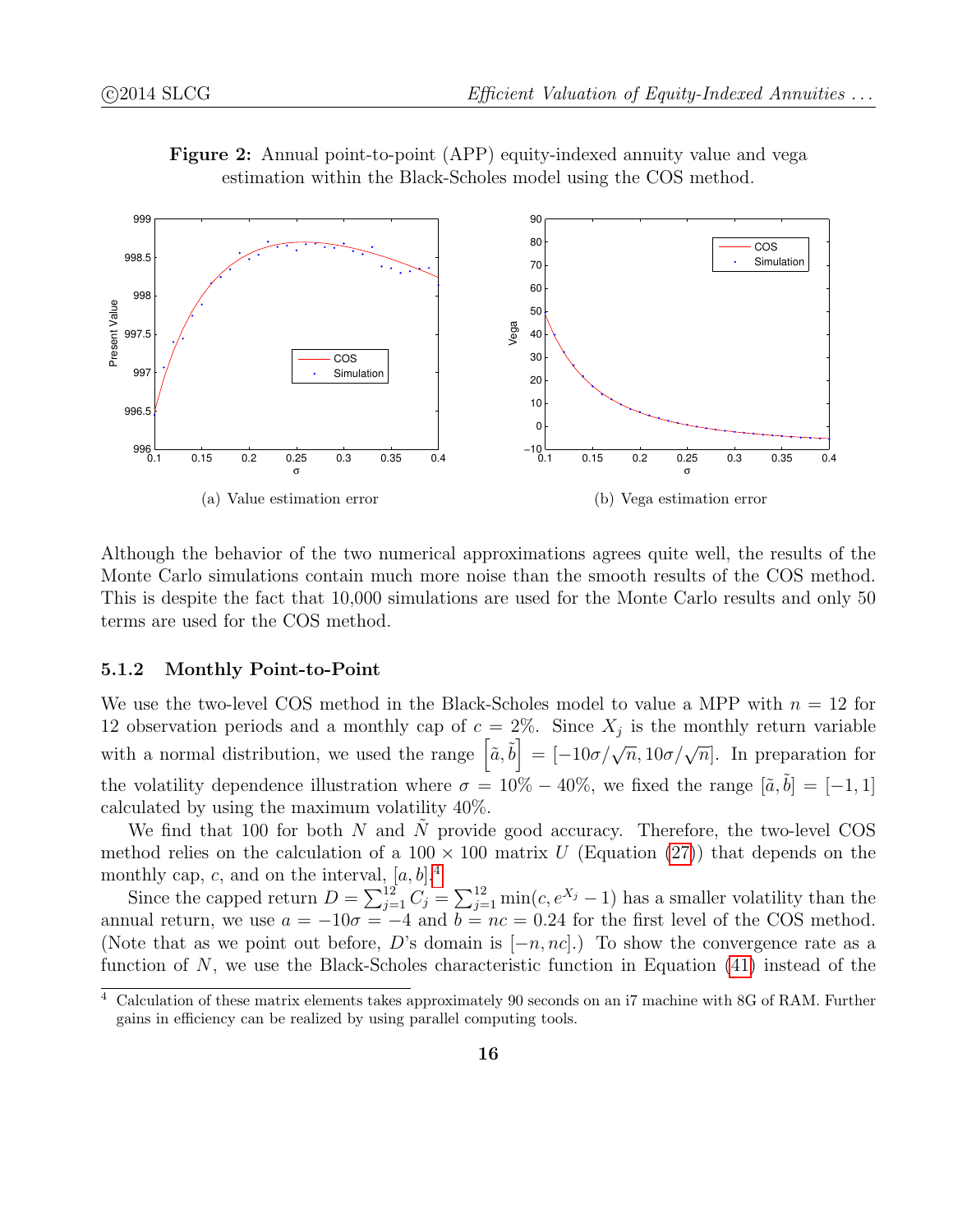**Figure 2:** Annual point-to-point (APP) equity-indexed annuity value and vega estimation within the Black-Scholes model using the COS method.

(a) Value estimation error

(b) Vega estimation error

Although the behavior of the two numerical approximations agrees quite well, the results of the Monte Carlo simulations contain much more noise than the smooth results of the COS method. This is despite the fact that 10,000 simulations are used for the Monte Carlo results and only 50 terms are used for the COS method.

### 5.1.2 Monthly Point-to-Point

We use the two-level COS method in the Black-Scholes model to value a MPP with $n = 12$ for 12 observation periods and a monthly cap of $c = 2\%$. Since $X_j$ is the monthly return variable with a normal distribution, we used the range $\left[\tilde{a}, \tilde{b}\right] = [-10\sigma/\sqrt{n}, 10\sigma/\sqrt{n}]$. In preparation for the volatility dependence illustration where $\sigma = 10\% - 40\%$, we fixed the range $[\tilde{a}, \tilde{b}] = [-1, 1]$ calculated by using the maximum volatility 40%.

We find that 100 for both $N$ and $\tilde{N}$ provide good accuracy. Therefore, the two-level COS method relies on the calculation of a $100 \times 100$ matrix $U$ (Equation (27)) that depends on the monthly cap, $c$, and on the interval, $[a, b]$.[4]

Since the capped return $D = \sum_{j=1}^{12} C_j = \sum_{j=1}^{12} \min(c, e^{X_j} - 1)$ has a smaller volatility than the annual return, we use $a = -10\sigma = -4$ and $b = nc = 0.24$ for the first level of the COS method. (Note that as we point out before, $D$'s domain is $[-n, nc]$.) To show the convergence rate as a function of $N$, we use the Black-Scholes characteristic function in Equation (41) instead of the

[4] Calculation of these matrix elements takes approximately 90 seconds on an i7 machine with 8G of RAM. Further gains in efficiency can be realized by using parallel computing tools.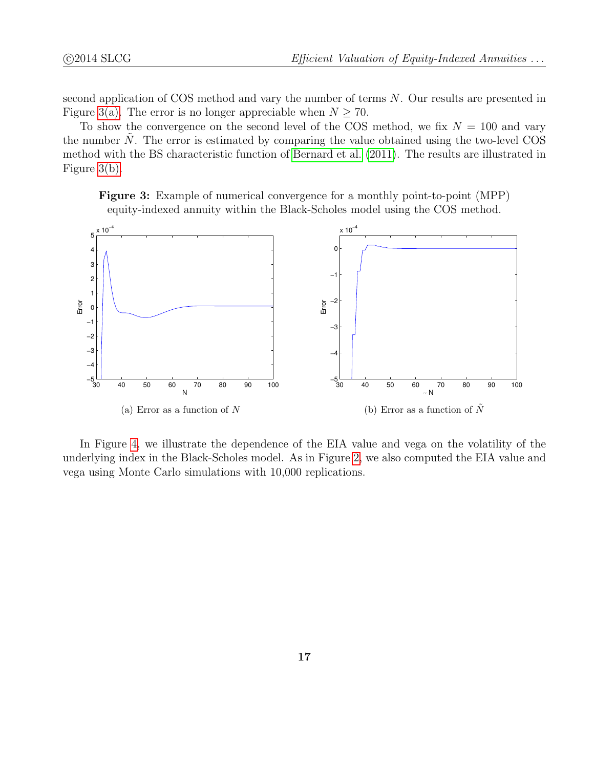second application of COS method and vary the number of terms $N$. Our results are presented in Figure 3(a). The error is no longer appreciable when $N \geq 70$.

To show the convergence on the second level of the COS method, we fix $N = 100$ and vary the number $\tilde{N}$. The error is estimated by comparing the value obtained using the two-level COS method with the BS characteristic function of Bernard et al. (2011). The results are illustrated in Figure 3(b).

**Figure 3:** Example of numerical convergence for a monthly point-to-point (MPP) equity-indexed annuity within the Black-Scholes model using the COS method.

(a) Error as a function of $N$

(b) Error as a function of $\tilde{N}$

In Figure 4, we illustrate the dependence of the EIA value and vega on the volatility of the underlying index in the Black-Scholes model. As in Figure 2, we also computed the EIA value and vega using Monte Carlo simulations with 10,000 replications.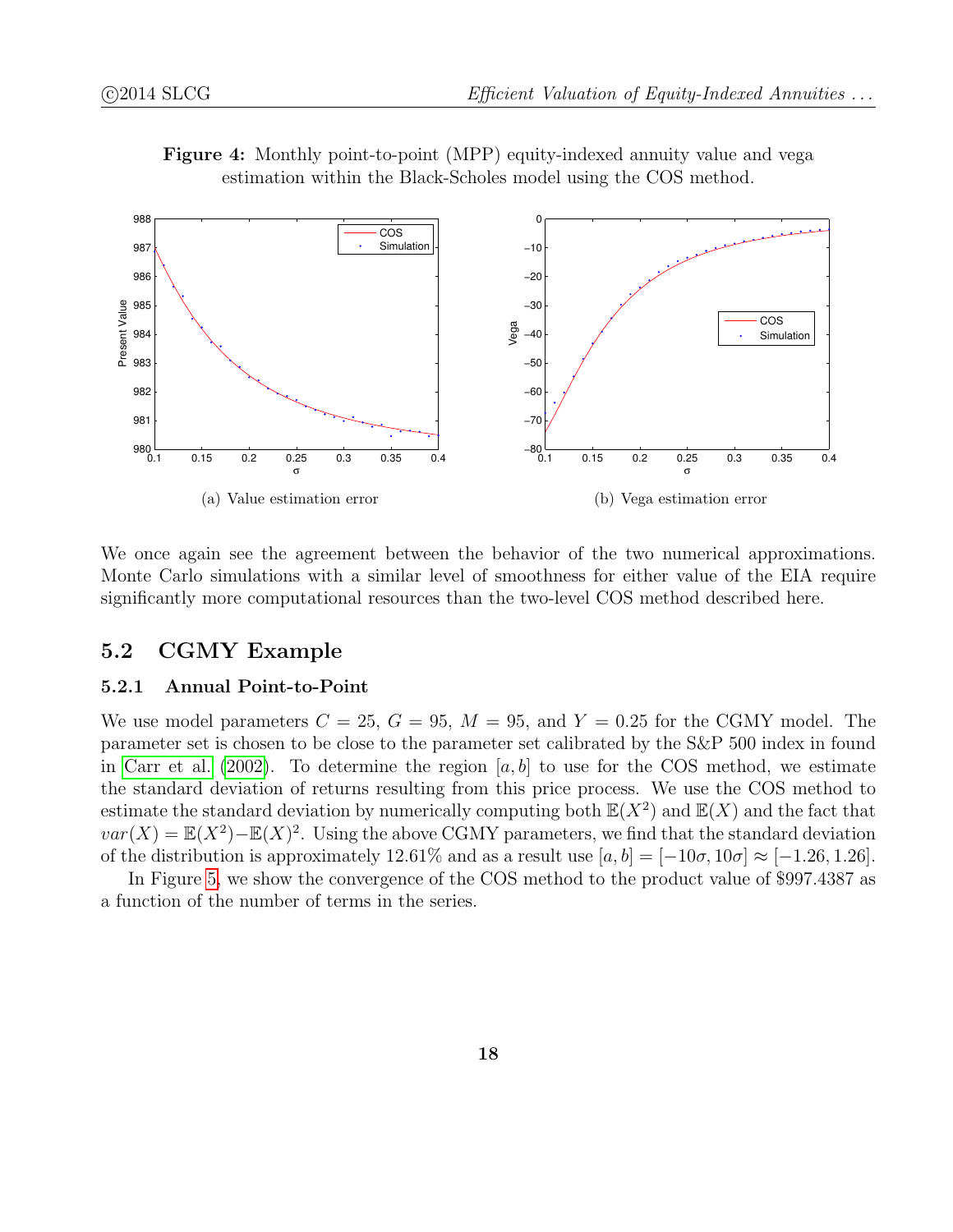**Figure 4:** Monthly point-to-point (MPP) equity-indexed annuity value and vega estimation within the Black-Scholes model using the COS method.

(a) Value estimation error

(b) Vega estimation error

We once again see the agreement between the behavior of the two numerical approximations. Monte Carlo simulations with a similar level of smoothness for either value of the EIA require significantly more computational resources than the two-level COS method described here.

## 5.2 CGMY Example

### 5.2.1 Annual Point-to-Point

We use model parameters $C = 25$, $G = 95$, $M = 95$, and $Y = 0.25$ for the CGMY model. The parameter set is chosen to be close to the parameter set calibrated by the S&P 500 index in found in Carr et al. (2002). To determine the region $[a, b]$ to use for the COS method, we estimate the standard deviation of returns resulting from this price process. We use the COS method to estimate the standard deviation by numerically computing both $\mathbb{E}(X^2)$ and $\mathbb{E}(X)$ and the fact that $var(X) = \mathbb{E}(X^2) - \mathbb{E}(X)^2$. Using the above CGMY parameters, we find that the standard deviation of the distribution is approximately 12.61% and as a result use $[a, b] = [-10\sigma, 10\sigma] \approx [-1.26, 1.26]$.

In Figure 5, we show the convergence of the COS method to the product value of \$997.4387 as a function of the number of terms in the series.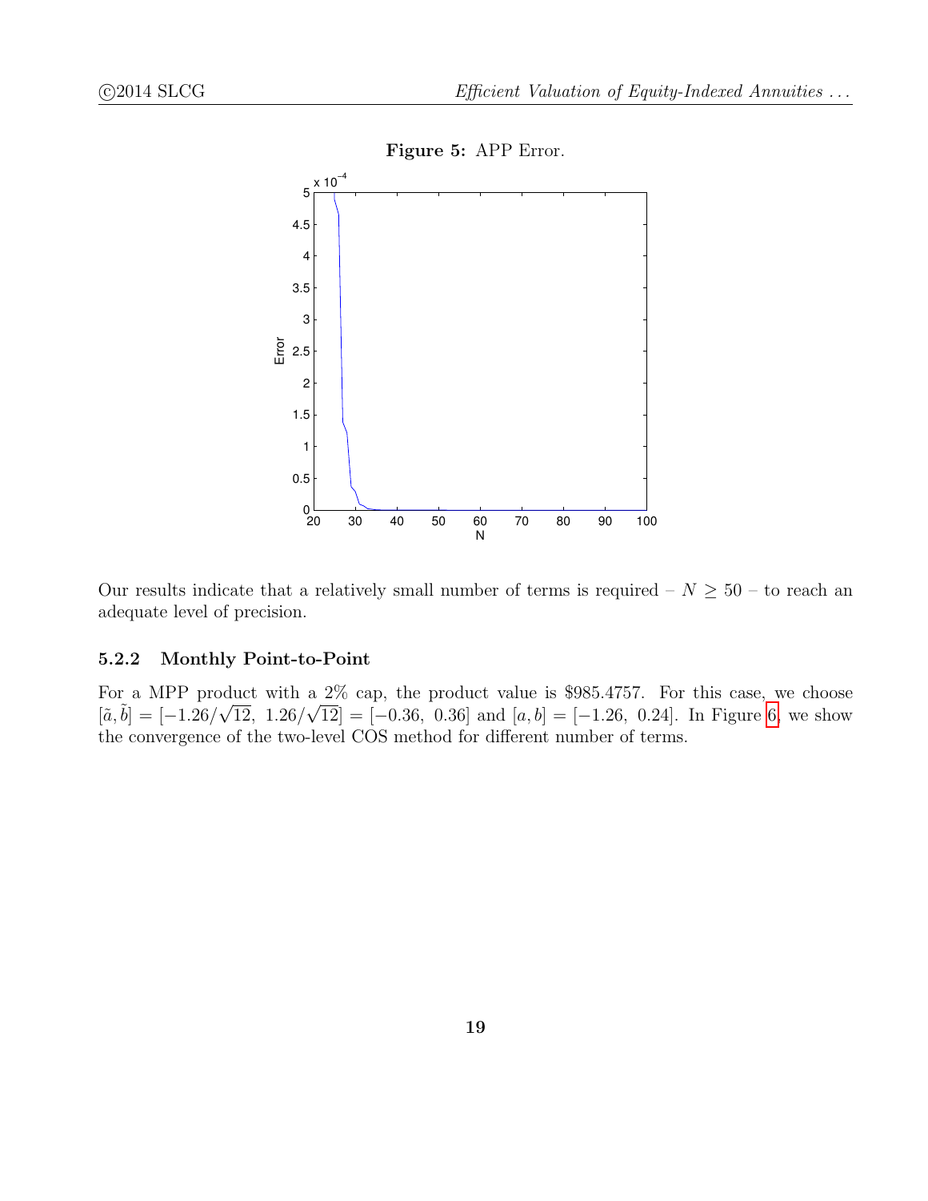**Figure 5:** APP Error.

Our results indicate that a relatively small number of terms is required – $N \geq 50$ – to reach an adequate level of precision.

### 5.2.2 Monthly Point-to-Point

For a MPP product with a 2% cap, the product value is \$985.4757. For this case, we choose $[\tilde{a}, \tilde{b}] = [-1.26/\sqrt{12},\ 1.26/\sqrt{12}] = [-0.36,\ 0.36]$ and $[a, b] = [-1.26,\ 0.24]$. In Figure 6, we show the convergence of the two-level COS method for different number of terms.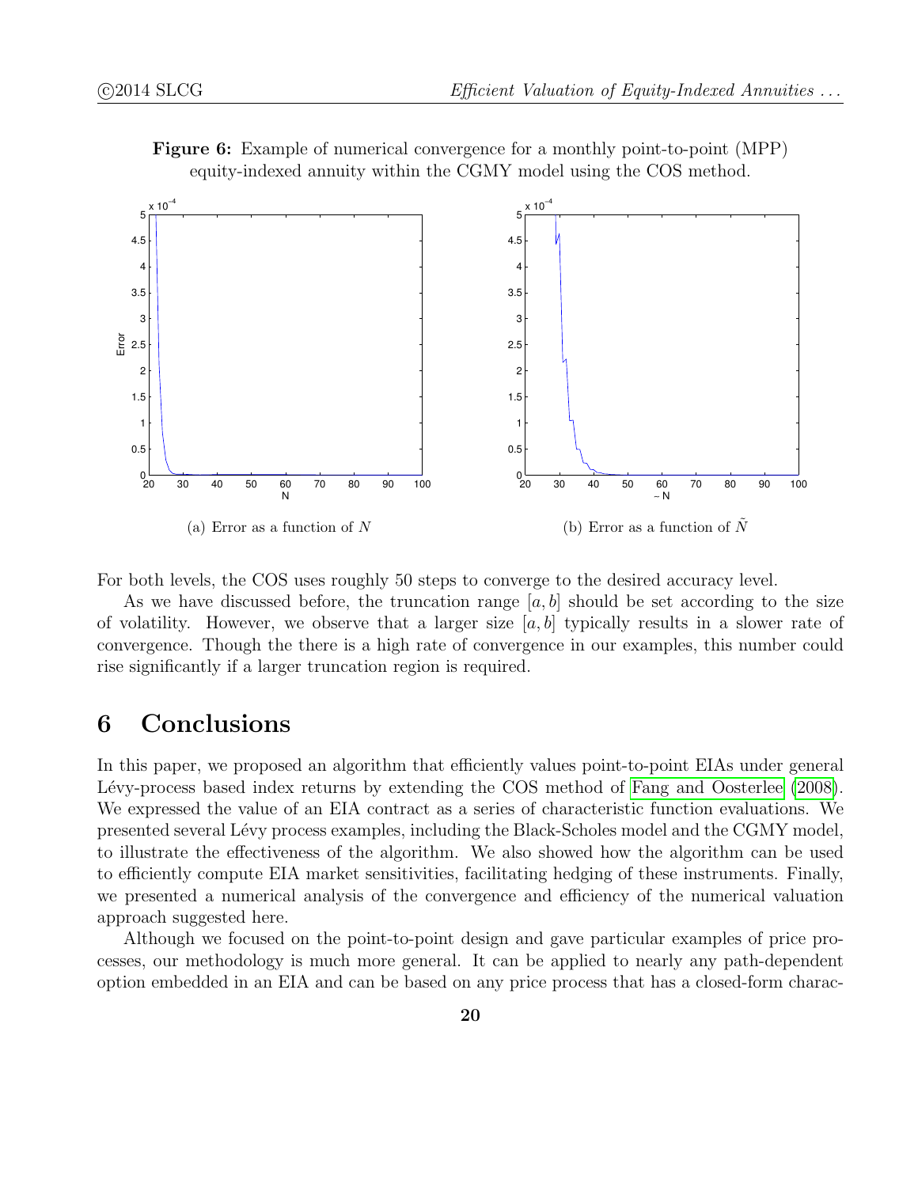**Figure 6:** Example of numerical convergence for a monthly point-to-point (MPP) equity-indexed annuity within the CGMY model using the COS method.

(a) Error as a function of $N$

(b) Error as a function of $\tilde{N}$

For both levels, the COS uses roughly 50 steps to converge to the desired accuracy level.

As we have discussed before, the truncation range $[a, b]$ should be set according to the size of volatility. However, we observe that a larger size $[a, b]$ typically results in a slower rate of convergence. Though the there is a high rate of convergence in our examples, this number could rise significantly if a larger truncation region is required.

# 6 Conclusions

In this paper, we proposed an algorithm that efficiently values point-to-point EIAs under general Lévy-process based index returns by extending the COS method of Fang and Oosterlee (2008). We expressed the value of an EIA contract as a series of characteristic function evaluations. We presented several Lévy process examples, including the Black-Scholes model and the CGMY model, to illustrate the effectiveness of the algorithm. We also showed how the algorithm can be used to efficiently compute EIA market sensitivities, facilitating hedging of these instruments. Finally, we presented a numerical analysis of the convergence and efficiency of the numerical valuation approach suggested here.

Although we focused on the point-to-point design and gave particular examples of price processes, our methodology is much more general. It can be applied to nearly any path-dependent option embedded in an EIA and can be based on any price process that has a closed-form charac-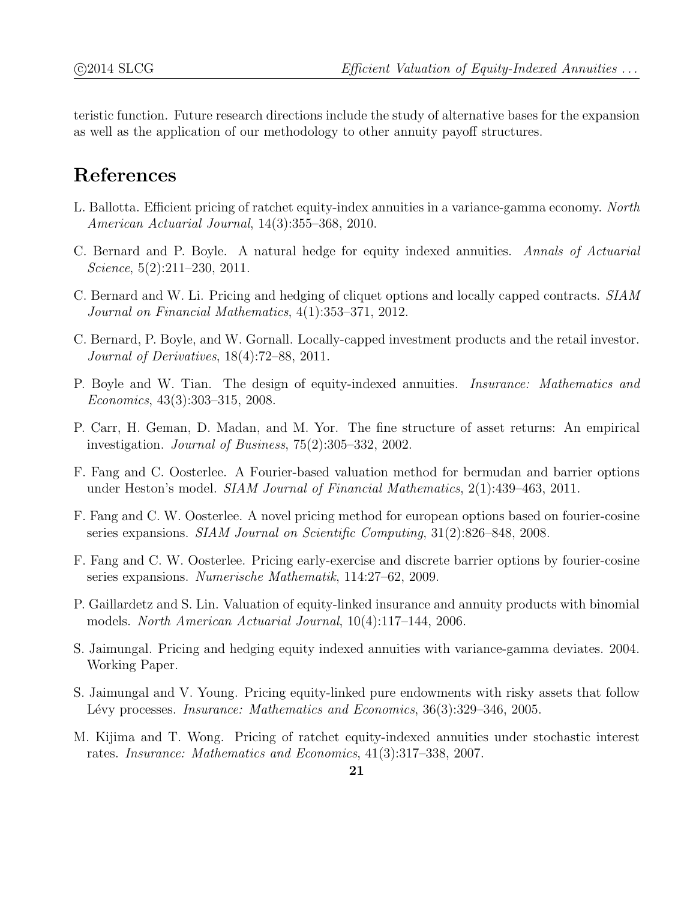teristic function. Future research directions include the study of alternative bases for the expansion as well as the application of our methodology to other annuity payoff structures.

# References

L. Ballotta. Efficient pricing of ratchet equity-index annuities in a variance-gamma economy. *North American Actuarial Journal*, 14(3):355–368, 2010.

C. Bernard and P. Boyle. A natural hedge for equity indexed annuities. *Annals of Actuarial Science*, 5(2):211–230, 2011.

C. Bernard and W. Li. Pricing and hedging of cliquet options and locally capped contracts. *SIAM Journal on Financial Mathematics*, 4(1):353–371, 2012.

C. Bernard, P. Boyle, and W. Gornall. Locally-capped investment products and the retail investor. *Journal of Derivatives*, 18(4):72–88, 2011.

P. Boyle and W. Tian. The design of equity-indexed annuities. *Insurance: Mathematics and Economics*, 43(3):303–315, 2008.

P. Carr, H. Geman, D. Madan, and M. Yor. The fine structure of asset returns: An empirical investigation. *Journal of Business*, 75(2):305–332, 2002.

F. Fang and C. Oosterlee. A Fourier-based valuation method for bermudan and barrier options under Heston's model. *SIAM Journal of Financial Mathematics*, 2(1):439–463, 2011.

F. Fang and C. W. Oosterlee. A novel pricing method for european options based on fourier-cosine series expansions. *SIAM Journal on Scientific Computing*, 31(2):826–848, 2008.

F. Fang and C. W. Oosterlee. Pricing early-exercise and discrete barrier options by fourier-cosine series expansions. *Numerische Mathematik*, 114:27–62, 2009.

P. Gaillardetz and S. Lin. Valuation of equity-linked insurance and annuity products with binomial models. *North American Actuarial Journal*, 10(4):117–144, 2006.

S. Jaimungal. Pricing and hedging equity indexed annuities with variance-gamma deviates. 2004. Working Paper.

S. Jaimungal and V. Young. Pricing equity-linked pure endowments with risky assets that follow Lévy processes. *Insurance: Mathematics and Economics*, 36(3):329–346, 2005.

M. Kijima and T. Wong. Pricing of ratchet equity-indexed annuities under stochastic interest rates. *Insurance: Mathematics and Economics*, 41(3):317–338, 2007.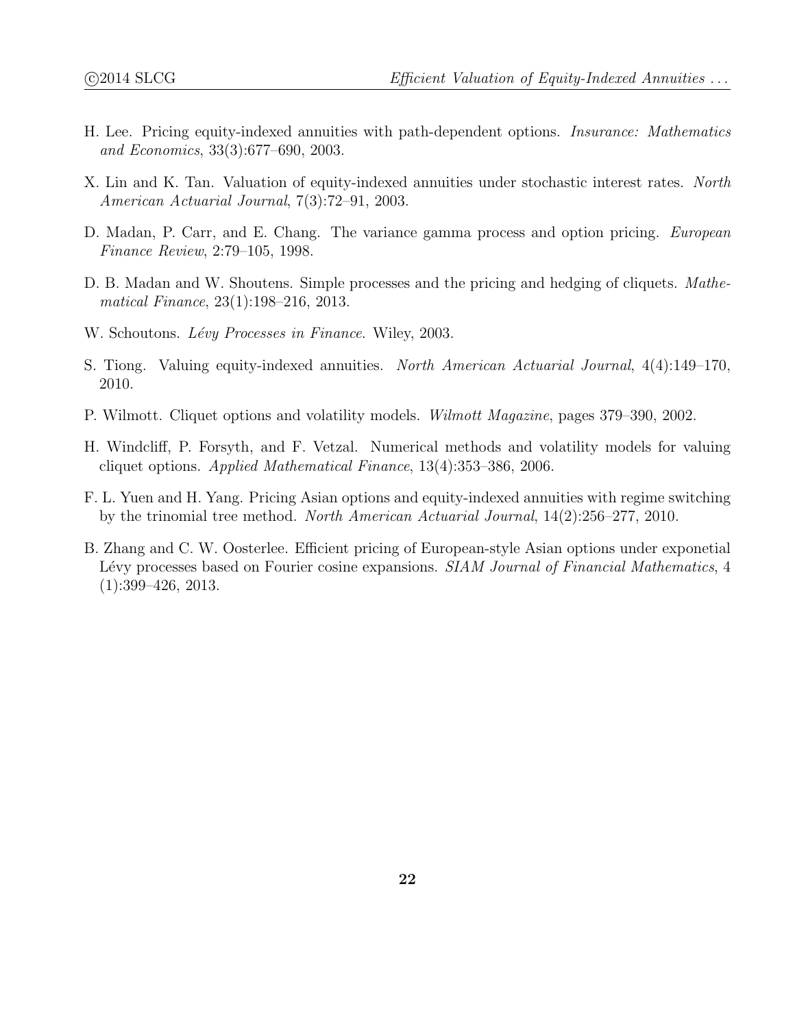H. Lee. Pricing equity-indexed annuities with path-dependent options. *Insurance: Mathematics and Economics*, 33(3):677–690, 2003.

X. Lin and K. Tan. Valuation of equity-indexed annuities under stochastic interest rates. *North American Actuarial Journal*, 7(3):72–91, 2003.

D. Madan, P. Carr, and E. Chang. The variance gamma process and option pricing. *European Finance Review*, 2:79–105, 1998.

D. B. Madan and W. Shoutens. Simple processes and the pricing and hedging of cliquets. *Mathematical Finance*, 23(1):198–216, 2013.

W. Schoutons. *Lévy Processes in Finance*. Wiley, 2003.

S. Tiong. Valuing equity-indexed annuities. *North American Actuarial Journal*, 4(4):149–170, 2010.

P. Wilmott. Cliquet options and volatility models. *Wilmott Magazine*, pages 379–390, 2002.

H. Windcliff, P. Forsyth, and F. Vetzal. Numerical methods and volatility models for valuing cliquet options. *Applied Mathematical Finance*, 13(4):353–386, 2006.

F. L. Yuen and H. Yang. Pricing Asian options and equity-indexed annuities with regime switching by the trinomial tree method. *North American Actuarial Journal*, 14(2):256–277, 2010.

B. Zhang and C. W. Oosterlee. Efficient pricing of European-style Asian options under exponetial Lévy processes based on Fourier cosine expansions. *SIAM Journal of Financial Mathematics*, 4 (1):399–426, 2013.